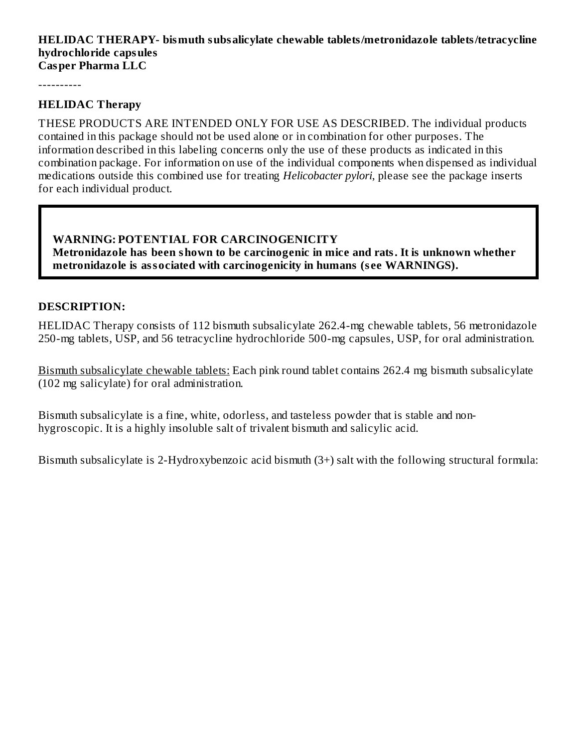**HELIDAC THERAPY- bismuth subsalicylate chewable tablets/metronidazole tablets/tetracycline hydrochloride capsules**
**Casper Pharma LLC**

----------

## HELIDAC Therapy

THESE PRODUCTS ARE INTENDED ONLY FOR USE AS DESCRIBED. The individual products contained in this package should not be used alone or in combination for other purposes. The information described in this labeling concerns only the use of these products as indicated in this combination package. For information on use of the individual components when dispensed as individual medications outside this combined use for treating *Helicobacter pylori*, please see the package inserts for each individual product.

> **WARNING: POTENTIAL FOR CARCINOGENICITY**
> **Metronidazole has been shown to be carcinogenic in mice and rats. It is unknown whether metronidazole is associated with carcinogenicity in humans (see WARNINGS).**

## DESCRIPTION:

HELIDAC Therapy consists of 112 bismuth subsalicylate 262.4-mg chewable tablets, 56 metronidazole 250-mg tablets, USP, and 56 tetracycline hydrochloride 500-mg capsules, USP, for oral administration.

Bismuth subsalicylate chewable tablets: Each pink round tablet contains 262.4 mg bismuth subsalicylate (102 mg salicylate) for oral administration.

Bismuth subsalicylate is a fine, white, odorless, and tasteless powder that is stable and non-hygroscopic. It is a highly insoluble salt of trivalent bismuth and salicylic acid.

Bismuth subsalicylate is 2-Hydroxybenzoic acid bismuth (3+) salt with the following structural formula: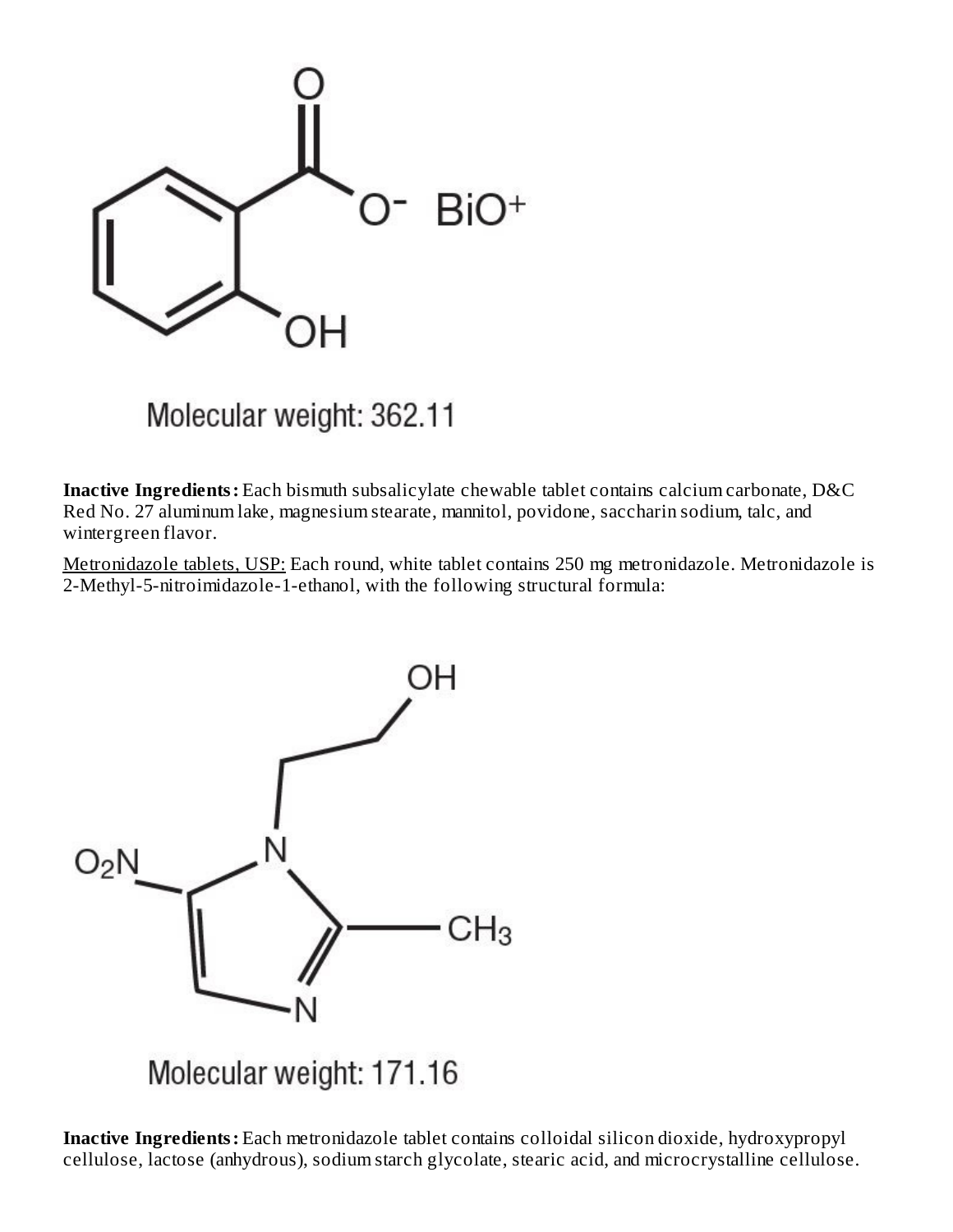Molecular weight: 362.11

**Inactive Ingredients:** Each bismuth subsalicylate chewable tablet contains calcium carbonate, D&C Red No. 27 aluminum lake, magnesium stearate, mannitol, povidone, saccharin sodium, talc, and wintergreen flavor.

Metronidazole tablets, USP: Each round, white tablet contains 250 mg metronidazole. Metronidazole is 2-Methyl-5-nitroimidazole-1-ethanol, with the following structural formula:

Molecular weight: 171.16

**Inactive Ingredients:** Each metronidazole tablet contains colloidal silicon dioxide, hydroxypropyl cellulose, lactose (anhydrous), sodium starch glycolate, stearic acid, and microcrystalline cellulose.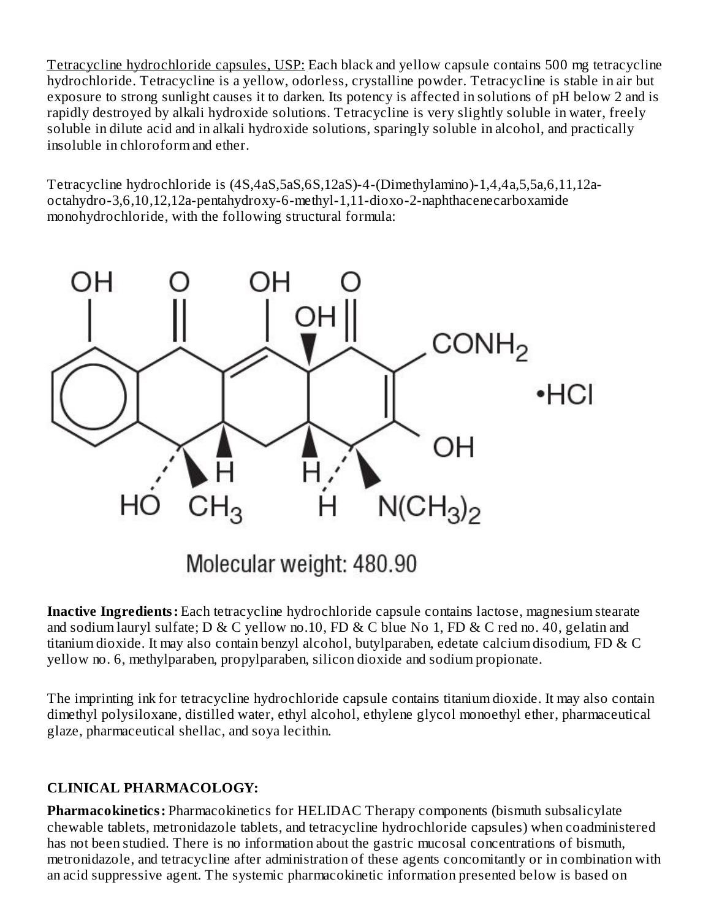Tetracycline hydrochloride capsules, USP: Each black and yellow capsule contains 500 mg tetracycline hydrochloride. Tetracycline is a yellow, odorless, crystalline powder. Tetracycline is stable in air but exposure to strong sunlight causes it to darken. Its potency is affected in solutions of pH below 2 and is rapidly destroyed by alkali hydroxide solutions. Tetracycline is very slightly soluble in water, freely soluble in dilute acid and in alkali hydroxide solutions, sparingly soluble in alcohol, and practically insoluble in chloroform and ether.

Tetracycline hydrochloride is (4S,4aS,5aS,6S,12aS)-4-(Dimethylamino)-1,4,4a,5,5a,6,11,12a-octahydro-3,6,10,12,12a-pentahydroxy-6-methyl-1,11-dioxo-2-naphthacenecarboxamide monohydrochloride, with the following structural formula:

Molecular weight: 480.90

**Inactive Ingredients:** Each tetracycline hydrochloride capsule contains lactose, magnesium stearate and sodium lauryl sulfate; D & C yellow no.10, FD & C blue No 1, FD & C red no. 40, gelatin and titanium dioxide. It may also contain benzyl alcohol, butylparaben, edetate calcium disodium, FD & C yellow no. 6, methylparaben, propylparaben, silicon dioxide and sodium propionate.

The imprinting ink for tetracycline hydrochloride capsule contains titanium dioxide. It may also contain dimethyl polysiloxane, distilled water, ethyl alcohol, ethylene glycol monoethyl ether, pharmaceutical glaze, pharmaceutical shellac, and soya lecithin.

## CLINICAL PHARMACOLOGY:

**Pharmacokinetics:** Pharmacokinetics for HELIDAC Therapy components (bismuth subsalicylate chewable tablets, metronidazole tablets, and tetracycline hydrochloride capsules) when coadministered has not been studied. There is no information about the gastric mucosal concentrations of bismuth, metronidazole, and tetracycline after administration of these agents concomitantly or in combination with an acid suppressive agent. The systemic pharmacokinetic information presented below is based on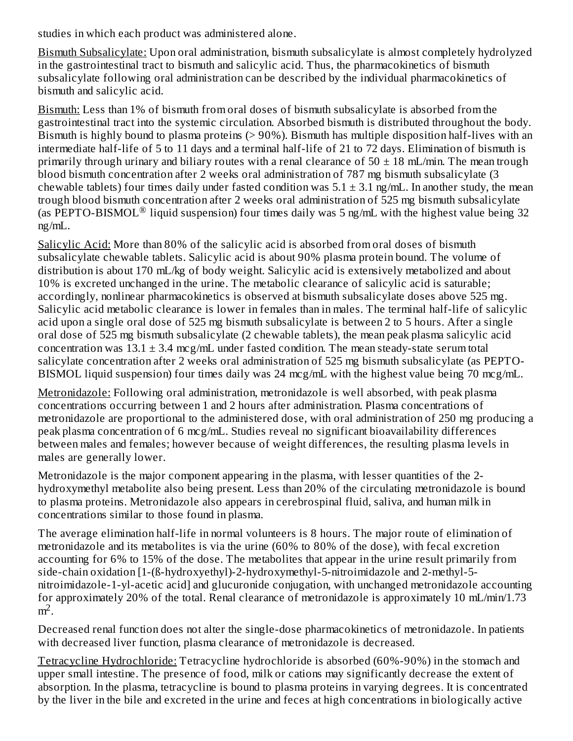studies in which each product was administered alone.

Bismuth Subsalicylate: Upon oral administration, bismuth subsalicylate is almost completely hydrolyzed in the gastrointestinal tract to bismuth and salicylic acid. Thus, the pharmacokinetics of bismuth subsalicylate following oral administration can be described by the individual pharmacokinetics of bismuth and salicylic acid.

Bismuth: Less than 1% of bismuth from oral doses of bismuth subsalicylate is absorbed from the gastrointestinal tract into the systemic circulation. Absorbed bismuth is distributed throughout the body. Bismuth is highly bound to plasma proteins (> 90%). Bismuth has multiple disposition half-lives with an intermediate half-life of 5 to 11 days and a terminal half-life of 21 to 72 days. Elimination of bismuth is primarily through urinary and biliary routes with a renal clearance of 50 ± 18 mL/min. The mean trough blood bismuth concentration after 2 weeks oral administration of 787 mg bismuth subsalicylate (3 chewable tablets) four times daily under fasted condition was 5.1 ± 3.1 ng/mL. In another study, the mean trough blood bismuth concentration after 2 weeks oral administration of 525 mg bismuth subsalicylate (as PEPTO-BISMOL® liquid suspension) four times daily was 5 ng/mL with the highest value being 32 ng/mL.

Salicylic Acid: More than 80% of the salicylic acid is absorbed from oral doses of bismuth subsalicylate chewable tablets. Salicylic acid is about 90% plasma protein bound. The volume of distribution is about 170 mL/kg of body weight. Salicylic acid is extensively metabolized and about 10% is excreted unchanged in the urine. The metabolic clearance of salicylic acid is saturable; accordingly, nonlinear pharmacokinetics is observed at bismuth subsalicylate doses above 525 mg. Salicylic acid metabolic clearance is lower in females than in males. The terminal half-life of salicylic acid upon a single oral dose of 525 mg bismuth subsalicylate is between 2 to 5 hours. After a single oral dose of 525 mg bismuth subsalicylate (2 chewable tablets), the mean peak plasma salicylic acid concentration was 13.1 ± 3.4 mcg/mL under fasted condition. The mean steady-state serum total salicylate concentration after 2 weeks oral administration of 525 mg bismuth subsalicylate (as PEPTO-BISMOL liquid suspension) four times daily was 24 mcg/mL with the highest value being 70 mcg/mL.

Metronidazole: Following oral administration, metronidazole is well absorbed, with peak plasma concentrations occurring between 1 and 2 hours after administration. Plasma concentrations of metronidazole are proportional to the administered dose, with oral administration of 250 mg producing a peak plasma concentration of 6 mcg/mL. Studies reveal no significant bioavailability differences between males and females; however because of weight differences, the resulting plasma levels in males are generally lower.

Metronidazole is the major component appearing in the plasma, with lesser quantities of the 2-hydroxymethyl metabolite also being present. Less than 20% of the circulating metronidazole is bound to plasma proteins. Metronidazole also appears in cerebrospinal fluid, saliva, and human milk in concentrations similar to those found in plasma.

The average elimination half-life in normal volunteers is 8 hours. The major route of elimination of metronidazole and its metabolites is via the urine (60% to 80% of the dose), with fecal excretion accounting for 6% to 15% of the dose. The metabolites that appear in the urine result primarily from side-chain oxidation [1-(ß-hydroxyethyl)-2-hydroxymethyl-5-nitroimidazole and 2-methyl-5-nitroimidazole-1-yl-acetic acid] and glucuronide conjugation, with unchanged metronidazole accounting for approximately 20% of the total. Renal clearance of metronidazole is approximately 10 mL/min/1.73 $m^2$.

Decreased renal function does not alter the single-dose pharmacokinetics of metronidazole. In patients with decreased liver function, plasma clearance of metronidazole is decreased.

Tetracycline Hydrochloride: Tetracycline hydrochloride is absorbed (60%-90%) in the stomach and upper small intestine. The presence of food, milk or cations may significantly decrease the extent of absorption. In the plasma, tetracycline is bound to plasma proteins in varying degrees. It is concentrated by the liver in the bile and excreted in the urine and feces at high concentrations in biologically active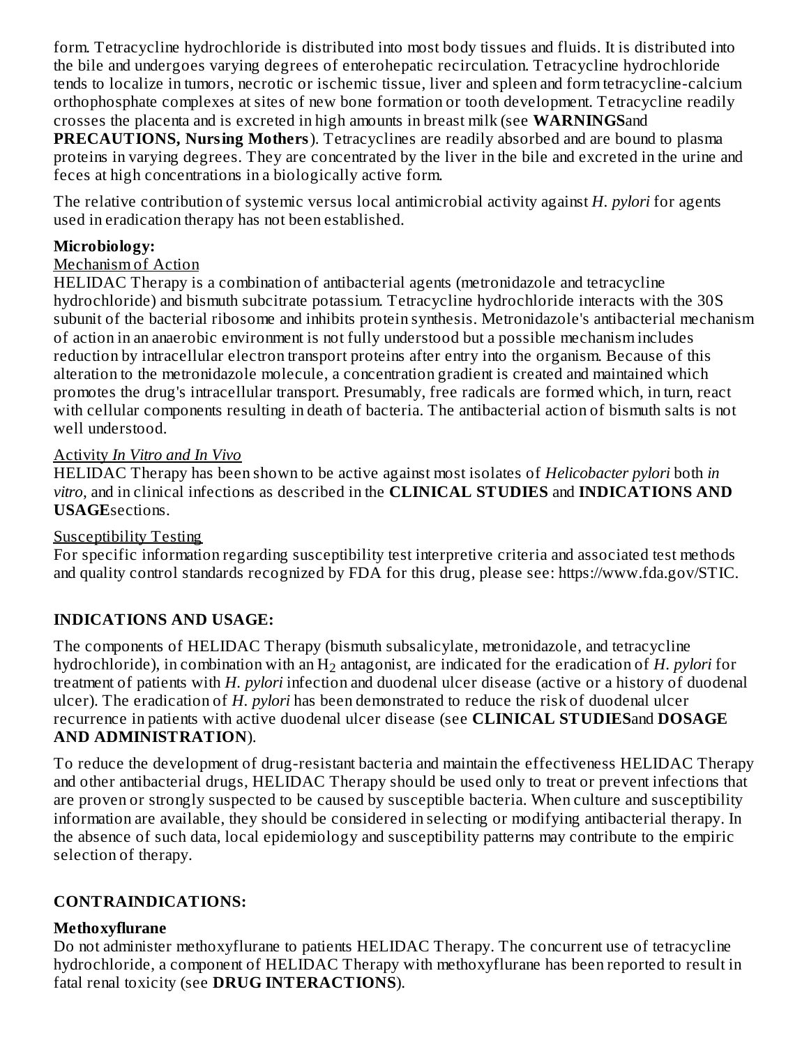form. Tetracycline hydrochloride is distributed into most body tissues and fluids. It is distributed into the bile and undergoes varying degrees of enterohepatic recirculation. Tetracycline hydrochloride tends to localize in tumors, necrotic or ischemic tissue, liver and spleen and form tetracycline-calcium orthophosphate complexes at sites of new bone formation or tooth development. Tetracycline readily crosses the placenta and is excreted in high amounts in breast milk (see **WARNINGS**and **PRECAUTIONS, Nursing Mothers**). Tetracyclines are readily absorbed and are bound to plasma proteins in varying degrees. They are concentrated by the liver in the bile and excreted in the urine and feces at high concentrations in a biologically active form.

The relative contribution of systemic versus local antimicrobial activity against *H. pylori* for agents used in eradication therapy has not been established.

**Microbiology:**

Mechanism of Action

HELIDAC Therapy is a combination of antibacterial agents (metronidazole and tetracycline hydrochloride) and bismuth subcitrate potassium. Tetracycline hydrochloride interacts with the 30S subunit of the bacterial ribosome and inhibits protein synthesis. Metronidazole's antibacterial mechanism of action in an anaerobic environment is not fully understood but a possible mechanism includes reduction by intracellular electron transport proteins after entry into the organism. Because of this alteration to the metronidazole molecule, a concentration gradient is created and maintained which promotes the drug's intracellular transport. Presumably, free radicals are formed which, in turn, react with cellular components resulting in death of bacteria. The antibacterial action of bismuth salts is not well understood.

Activity *In Vitro and In Vivo*

HELIDAC Therapy has been shown to be active against most isolates of *Helicobacter pylori* both *in vitro*, and in clinical infections as described in the **CLINICAL STUDIES** and **INDICATIONS AND USAGE**sections.

Susceptibility Testing

For specific information regarding susceptibility test interpretive criteria and associated test methods and quality control standards recognized by FDA for this drug, please see: https://www.fda.gov/STIC.

## INDICATIONS AND USAGE:

The components of HELIDAC Therapy (bismuth subsalicylate, metronidazole, and tetracycline hydrochloride), in combination with an $H_2$ antagonist, are indicated for the eradication of *H. pylori* for treatment of patients with *H. pylori* infection and duodenal ulcer disease (active or a history of duodenal ulcer). The eradication of *H. pylori* has been demonstrated to reduce the risk of duodenal ulcer recurrence in patients with active duodenal ulcer disease (see **CLINICAL STUDIES**and **DOSAGE AND ADMINISTRATION**).

To reduce the development of drug-resistant bacteria and maintain the effectiveness HELIDAC Therapy and other antibacterial drugs, HELIDAC Therapy should be used only to treat or prevent infections that are proven or strongly suspected to be caused by susceptible bacteria. When culture and susceptibility information are available, they should be considered in selecting or modifying antibacterial therapy. In the absence of such data, local epidemiology and susceptibility patterns may contribute to the empiric selection of therapy.

## CONTRAINDICATIONS:

**Methoxyflurane**

Do not administer methoxyflurane to patients HELIDAC Therapy. The concurrent use of tetracycline hydrochloride, a component of HELIDAC Therapy with methoxyflurane has been reported to result in fatal renal toxicity (see **DRUG INTERACTIONS**).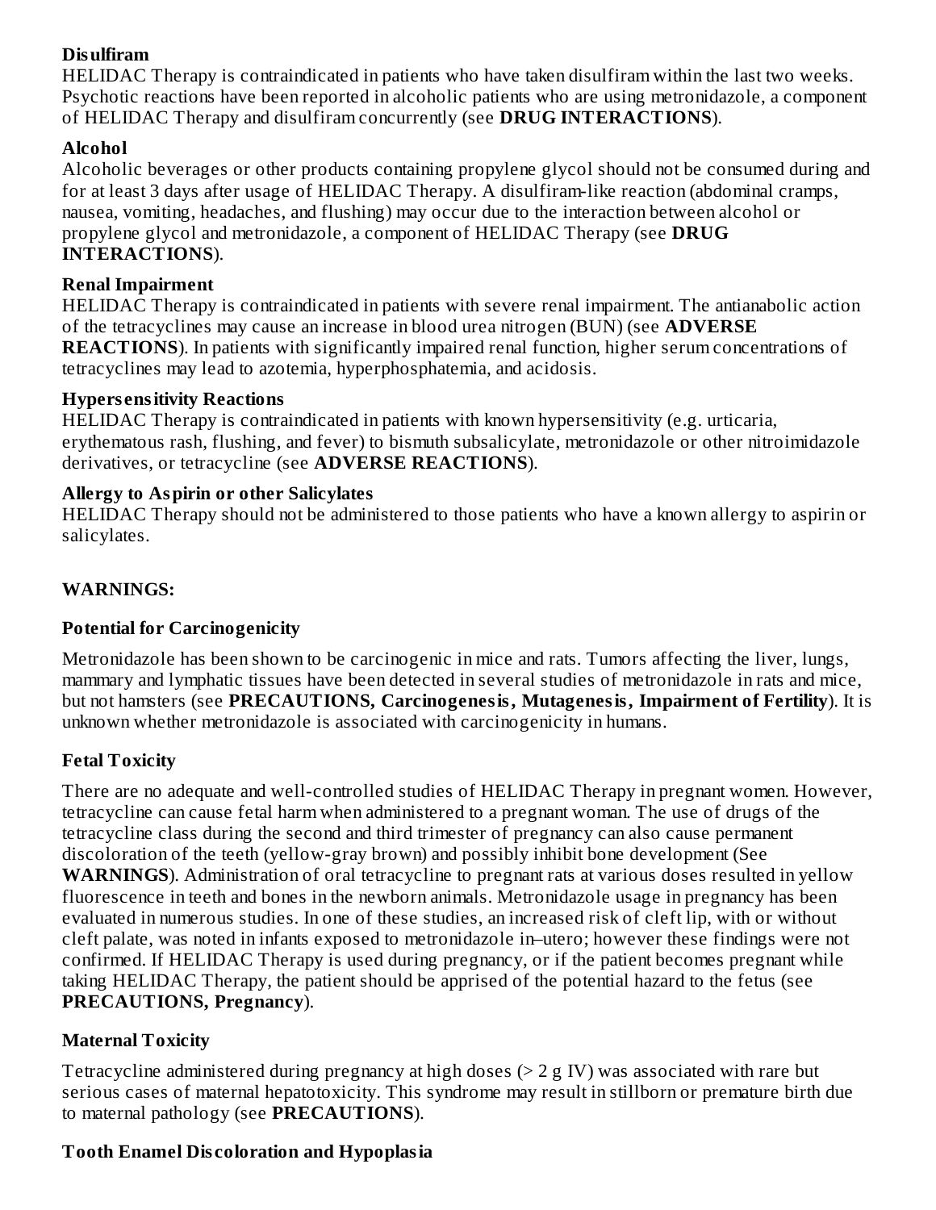**Disulfiram**

HELIDAC Therapy is contraindicated in patients who have taken disulfiram within the last two weeks. Psychotic reactions have been reported in alcoholic patients who are using metronidazole, a component of HELIDAC Therapy and disulfiram concurrently (see **DRUG INTERACTIONS**).

**Alcohol**

Alcoholic beverages or other products containing propylene glycol should not be consumed during and for at least 3 days after usage of HELIDAC Therapy. A disulfiram-like reaction (abdominal cramps, nausea, vomiting, headaches, and flushing) may occur due to the interaction between alcohol or propylene glycol and metronidazole, a component of HELIDAC Therapy (see **DRUG INTERACTIONS**).

**Renal Impairment**

HELIDAC Therapy is contraindicated in patients with severe renal impairment. The antianabolic action of the tetracyclines may cause an increase in blood urea nitrogen (BUN) (see **ADVERSE REACTIONS**). In patients with significantly impaired renal function, higher serum concentrations of tetracyclines may lead to azotemia, hyperphosphatemia, and acidosis.

**Hypersensitivity Reactions**

HELIDAC Therapy is contraindicated in patients with known hypersensitivity (e.g. urticaria, erythematous rash, flushing, and fever) to bismuth subsalicylate, metronidazole or other nitroimidazole derivatives, or tetracycline (see **ADVERSE REACTIONS**).

**Allergy to Aspirin or other Salicylates**

HELIDAC Therapy should not be administered to those patients who have a known allergy to aspirin or salicylates.

## WARNINGS:

**Potential for Carcinogenicity**

Metronidazole has been shown to be carcinogenic in mice and rats. Tumors affecting the liver, lungs, mammary and lymphatic tissues have been detected in several studies of metronidazole in rats and mice, but not hamsters (see **PRECAUTIONS, Carcinogenesis, Mutagenesis, Impairment of Fertility**). It is unknown whether metronidazole is associated with carcinogenicity in humans.

**Fetal Toxicity**

There are no adequate and well-controlled studies of HELIDAC Therapy in pregnant women. However, tetracycline can cause fetal harm when administered to a pregnant woman. The use of drugs of the tetracycline class during the second and third trimester of pregnancy can also cause permanent discoloration of the teeth (yellow-gray brown) and possibly inhibit bone development (See **WARNINGS**). Administration of oral tetracycline to pregnant rats at various doses resulted in yellow fluorescence in teeth and bones in the newborn animals. Metronidazole usage in pregnancy has been evaluated in numerous studies. In one of these studies, an increased risk of cleft lip, with or without cleft palate, was noted in infants exposed to metronidazole in–utero; however these findings were not confirmed. If HELIDAC Therapy is used during pregnancy, or if the patient becomes pregnant while taking HELIDAC Therapy, the patient should be apprised of the potential hazard to the fetus (see **PRECAUTIONS, Pregnancy**).

**Maternal Toxicity**

Tetracycline administered during pregnancy at high doses (> 2 g IV) was associated with rare but serious cases of maternal hepatotoxicity. This syndrome may result in stillborn or premature birth due to maternal pathology (see **PRECAUTIONS**).

**Tooth Enamel Discoloration and Hypoplasia**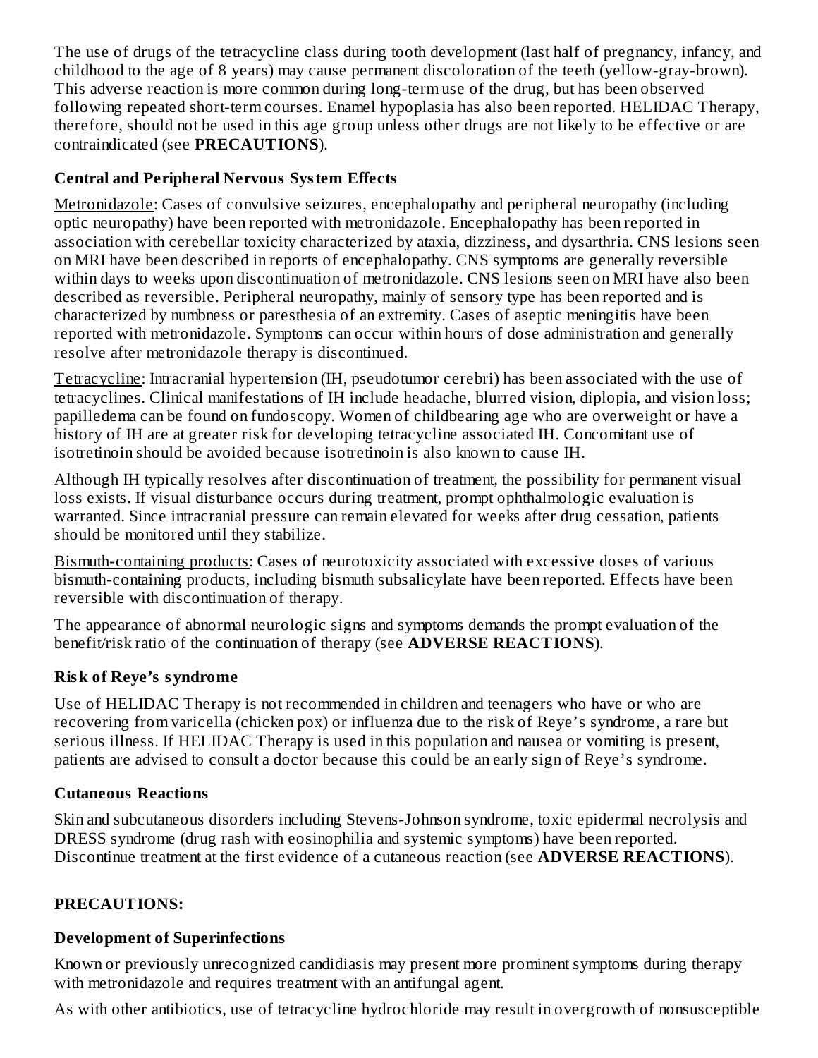The use of drugs of the tetracycline class during tooth development (last half of pregnancy, infancy, and childhood to the age of 8 years) may cause permanent discoloration of the teeth (yellow-gray-brown). This adverse reaction is more common during long-term use of the drug, but has been observed following repeated short-term courses. Enamel hypoplasia has also been reported. HELIDAC Therapy, therefore, should not be used in this age group unless other drugs are not likely to be effective or are contraindicated (see **PRECAUTIONS**).

### Central and Peripheral Nervous System Effects

Metronidazole: Cases of convulsive seizures, encephalopathy and peripheral neuropathy (including optic neuropathy) have been reported with metronidazole. Encephalopathy has been reported in association with cerebellar toxicity characterized by ataxia, dizziness, and dysarthria. CNS lesions seen on MRI have been described in reports of encephalopathy. CNS symptoms are generally reversible within days to weeks upon discontinuation of metronidazole. CNS lesions seen on MRI have also been described as reversible. Peripheral neuropathy, mainly of sensory type has been reported and is characterized by numbness or paresthesia of an extremity. Cases of aseptic meningitis have been reported with metronidazole. Symptoms can occur within hours of dose administration and generally resolve after metronidazole therapy is discontinued.

Tetracycline: Intracranial hypertension (IH, pseudotumor cerebri) has been associated with the use of tetracyclines. Clinical manifestations of IH include headache, blurred vision, diplopia, and vision loss; papilledema can be found on fundoscopy. Women of childbearing age who are overweight or have a history of IH are at greater risk for developing tetracycline associated IH. Concomitant use of isotretinoin should be avoided because isotretinoin is also known to cause IH.

Although IH typically resolves after discontinuation of treatment, the possibility for permanent visual loss exists. If visual disturbance occurs during treatment, prompt ophthalmologic evaluation is warranted. Since intracranial pressure can remain elevated for weeks after drug cessation, patients should be monitored until they stabilize.

Bismuth-containing products: Cases of neurotoxicity associated with excessive doses of various bismuth-containing products, including bismuth subsalicylate have been reported. Effects have been reversible with discontinuation of therapy.

The appearance of abnormal neurologic signs and symptoms demands the prompt evaluation of the benefit/risk ratio of the continuation of therapy (see **ADVERSE REACTIONS**).

### Risk of Reye's syndrome

Use of HELIDAC Therapy is not recommended in children and teenagers who have or who are recovering from varicella (chicken pox) or influenza due to the risk of Reye's syndrome, a rare but serious illness. If HELIDAC Therapy is used in this population and nausea or vomiting is present, patients are advised to consult a doctor because this could be an early sign of Reye's syndrome.

### Cutaneous Reactions

Skin and subcutaneous disorders including Stevens-Johnson syndrome, toxic epidermal necrolysis and DRESS syndrome (drug rash with eosinophilia and systemic symptoms) have been reported. Discontinue treatment at the first evidence of a cutaneous reaction (see **ADVERSE REACTIONS**).

## PRECAUTIONS:

### Development of Superinfections

Known or previously unrecognized candidiasis may present more prominent symptoms during therapy with metronidazole and requires treatment with an antifungal agent.

As with other antibiotics, use of tetracycline hydrochloride may result in overgrowth of nonsusceptible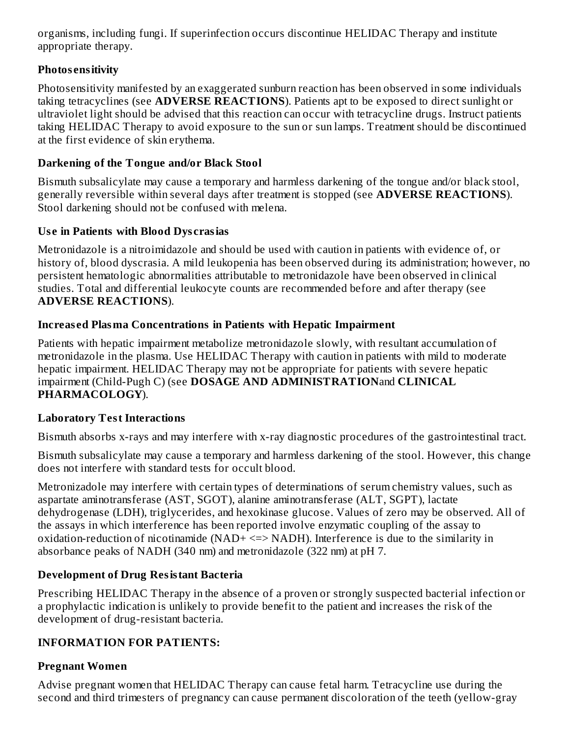organisms, including fungi. If superinfection occurs discontinue HELIDAC Therapy and institute appropriate therapy.

### Photosensitivity

Photosensitivity manifested by an exaggerated sunburn reaction has been observed in some individuals taking tetracyclines (see **ADVERSE REACTIONS**). Patients apt to be exposed to direct sunlight or ultraviolet light should be advised that this reaction can occur with tetracycline drugs. Instruct patients taking HELIDAC Therapy to avoid exposure to the sun or sun lamps. Treatment should be discontinued at the first evidence of skin erythema.

### Darkening of the Tongue and/or Black Stool

Bismuth subsalicylate may cause a temporary and harmless darkening of the tongue and/or black stool, generally reversible within several days after treatment is stopped (see **ADVERSE REACTIONS**). Stool darkening should not be confused with melena.

### Use in Patients with Blood Dyscrasias

Metronidazole is a nitroimidazole and should be used with caution in patients with evidence of, or history of, blood dyscrasia. A mild leukopenia has been observed during its administration; however, no persistent hematologic abnormalities attributable to metronidazole have been observed in clinical studies. Total and differential leukocyte counts are recommended before and after therapy (see **ADVERSE REACTIONS**).

### Increased Plasma Concentrations in Patients with Hepatic Impairment

Patients with hepatic impairment metabolize metronidazole slowly, with resultant accumulation of metronidazole in the plasma. Use HELIDAC Therapy with caution in patients with mild to moderate hepatic impairment. HELIDAC Therapy may not be appropriate for patients with severe hepatic impairment (Child-Pugh C) (see **DOSAGE AND ADMINISTRATION**and **CLINICAL PHARMACOLOGY**).

### Laboratory Test Interactions

Bismuth absorbs x-rays and may interfere with x-ray diagnostic procedures of the gastrointestinal tract.

Bismuth subsalicylate may cause a temporary and harmless darkening of the stool. However, this change does not interfere with standard tests for occult blood.

Metronizadole may interfere with certain types of determinations of serum chemistry values, such as aspartate aminotransferase (AST, SGOT), alanine aminotransferase (ALT, SGPT), lactate dehydrogenase (LDH), triglycerides, and hexokinase glucose. Values of zero may be observed. All of the assays in which interference has been reported involve enzymatic coupling of the assay to oxidation-reduction of nicotinamide (NAD+ <=> NADH). Interference is due to the similarity in absorbance peaks of NADH (340 nm) and metronidazole (322 nm) at pH 7.

### Development of Drug Resistant Bacteria

Prescribing HELIDAC Therapy in the absence of a proven or strongly suspected bacterial infection or a prophylactic indication is unlikely to provide benefit to the patient and increases the risk of the development of drug-resistant bacteria.

## INFORMATION FOR PATIENTS:

### Pregnant Women

Advise pregnant women that HELIDAC Therapy can cause fetal harm. Tetracycline use during the second and third trimesters of pregnancy can cause permanent discoloration of the teeth (yellow-gray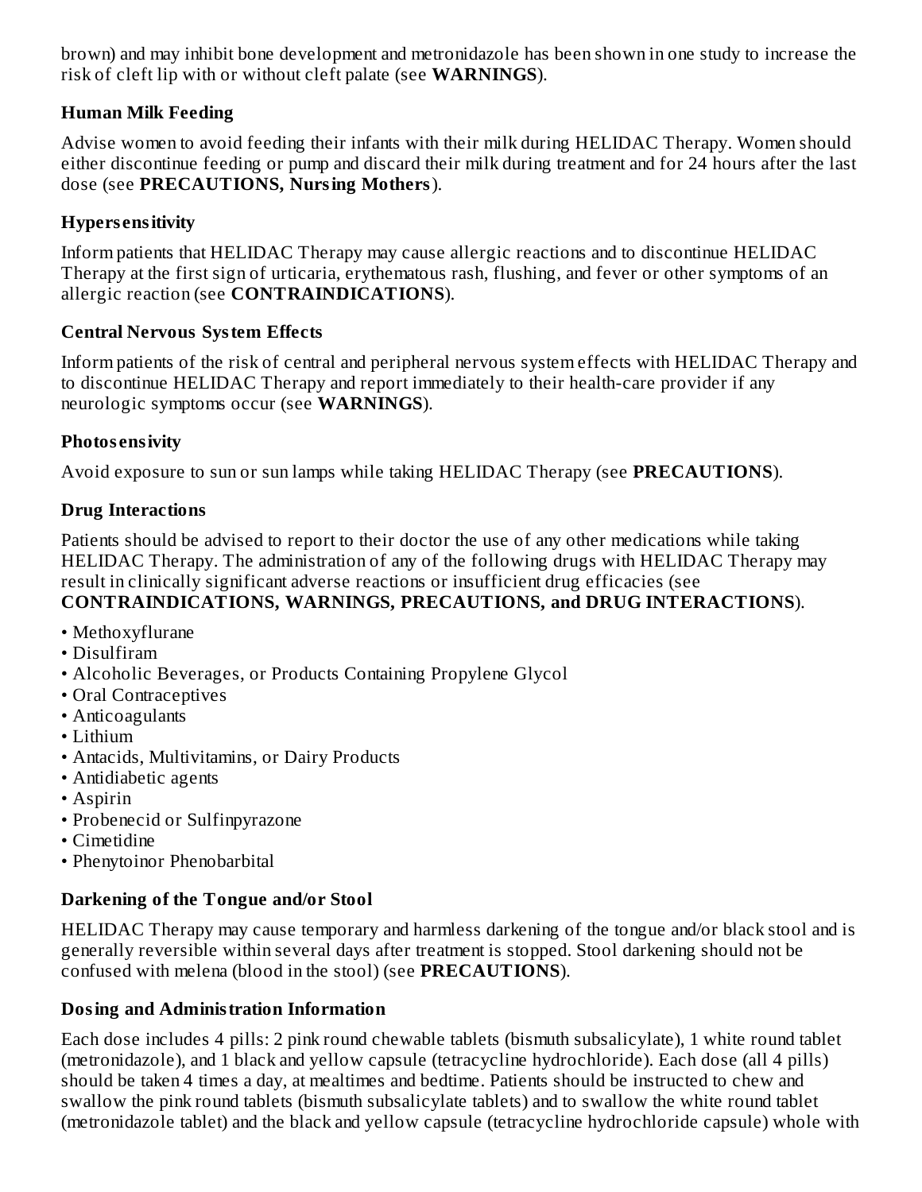brown) and may inhibit bone development and metronidazole has been shown in one study to increase the risk of cleft lip with or without cleft palate (see **WARNINGS**).

### Human Milk Feeding

Advise women to avoid feeding their infants with their milk during HELIDAC Therapy. Women should either discontinue feeding or pump and discard their milk during treatment and for 24 hours after the last dose (see **PRECAUTIONS, Nursing Mothers**).

### Hypersensitivity

Inform patients that HELIDAC Therapy may cause allergic reactions and to discontinue HELIDAC Therapy at the first sign of urticaria, erythematous rash, flushing, and fever or other symptoms of an allergic reaction (see **CONTRAINDICATIONS**).

### Central Nervous System Effects

Inform patients of the risk of central and peripheral nervous system effects with HELIDAC Therapy and to discontinue HELIDAC Therapy and report immediately to their health-care provider if any neurologic symptoms occur (see **WARNINGS**).

### Photosensitivity

Avoid exposure to sun or sun lamps while taking HELIDAC Therapy (see **PRECAUTIONS**).

### Drug Interactions

Patients should be advised to report to their doctor the use of any other medications while taking HELIDAC Therapy. The administration of any of the following drugs with HELIDAC Therapy may result in clinically significant adverse reactions or insufficient drug efficacies (see **CONTRAINDICATIONS, WARNINGS, PRECAUTIONS, and DRUG INTERACTIONS**).

- Methoxyflurane
- Disulfiram
- Alcoholic Beverages, or Products Containing Propylene Glycol
- Oral Contraceptives
- Anticoagulants
- Lithium
- Antacids, Multivitamins, or Dairy Products
- Antidiabetic agents
- Aspirin
- Probenecid or Sulfinpyrazone
- Cimetidine
- Phenytoinor Phenobarbital

### Darkening of the Tongue and/or Stool

HELIDAC Therapy may cause temporary and harmless darkening of the tongue and/or black stool and is generally reversible within several days after treatment is stopped. Stool darkening should not be confused with melena (blood in the stool) (see **PRECAUTIONS**).

### Dosing and Administration Information

Each dose includes 4 pills: 2 pink round chewable tablets (bismuth subsalicylate), 1 white round tablet (metronidazole), and 1 black and yellow capsule (tetracycline hydrochloride). Each dose (all 4 pills) should be taken 4 times a day, at mealtimes and bedtime. Patients should be instructed to chew and swallow the pink round tablets (bismuth subsalicylate tablets) and to swallow the white round tablet (metronidazole tablet) and the black and yellow capsule (tetracycline hydrochloride capsule) whole with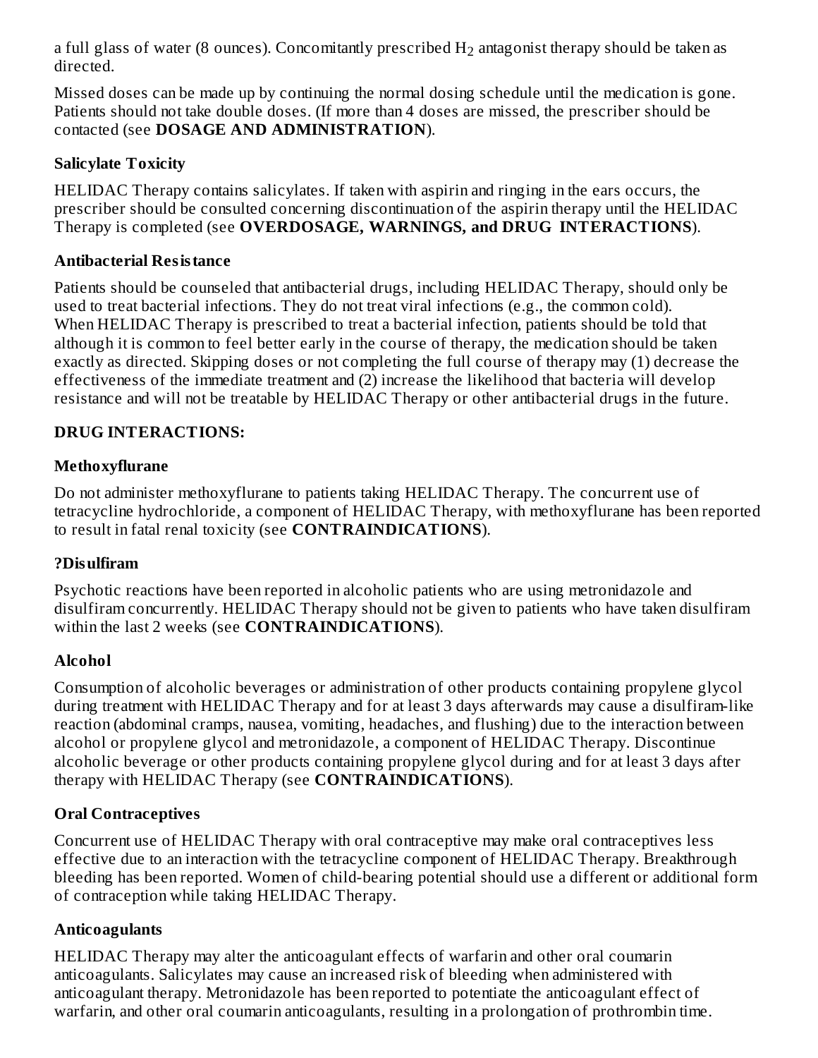a full glass of water (8 ounces). Concomitantly prescribed $H_2$ antagonist therapy should be taken as directed.

Missed doses can be made up by continuing the normal dosing schedule until the medication is gone. Patients should not take double doses. (If more than 4 doses are missed, the prescriber should be contacted (see **DOSAGE AND ADMINISTRATION**).

**Salicylate Toxicity**

HELIDAC Therapy contains salicylates. If taken with aspirin and ringing in the ears occurs, the prescriber should be consulted concerning discontinuation of the aspirin therapy until the HELIDAC Therapy is completed (see **OVERDOSAGE, WARNINGS, and DRUG INTERACTIONS**).

**Antibacterial Resistance**

Patients should be counseled that antibacterial drugs, including HELIDAC Therapy, should only be used to treat bacterial infections. They do not treat viral infections (e.g., the common cold). When HELIDAC Therapy is prescribed to treat a bacterial infection, patients should be told that although it is common to feel better early in the course of therapy, the medication should be taken exactly as directed. Skipping doses or not completing the full course of therapy may (1) decrease the effectiveness of the immediate treatment and (2) increase the likelihood that bacteria will develop resistance and will not be treatable by HELIDAC Therapy or other antibacterial drugs in the future.

**DRUG INTERACTIONS:**

**Methoxyflurane**

Do not administer methoxyflurane to patients taking HELIDAC Therapy. The concurrent use of tetracycline hydrochloride, a component of HELIDAC Therapy, with methoxyflurane has been reported to result in fatal renal toxicity (see **CONTRAINDICATIONS**).

**?Disulfiram**

Psychotic reactions have been reported in alcoholic patients who are using metronidazole and disulfiram concurrently. HELIDAC Therapy should not be given to patients who have taken disulfiram within the last 2 weeks (see **CONTRAINDICATIONS**).

**Alcohol**

Consumption of alcoholic beverages or administration of other products containing propylene glycol during treatment with HELIDAC Therapy and for at least 3 days afterwards may cause a disulfiram-like reaction (abdominal cramps, nausea, vomiting, headaches, and flushing) due to the interaction between alcohol or propylene glycol and metronidazole, a component of HELIDAC Therapy. Discontinue alcoholic beverage or other products containing propylene glycol during and for at least 3 days after therapy with HELIDAC Therapy (see **CONTRAINDICATIONS**).

**Oral Contraceptives**

Concurrent use of HELIDAC Therapy with oral contraceptive may make oral contraceptives less effective due to an interaction with the tetracycline component of HELIDAC Therapy. Breakthrough bleeding has been reported. Women of child-bearing potential should use a different or additional form of contraception while taking HELIDAC Therapy.

**Anticoagulants**

HELIDAC Therapy may alter the anticoagulant effects of warfarin and other oral coumarin anticoagulants. Salicylates may cause an increased risk of bleeding when administered with anticoagulant therapy. Metronidazole has been reported to potentiate the anticoagulant effect of warfarin, and other oral coumarin anticoagulants, resulting in a prolongation of prothrombin time.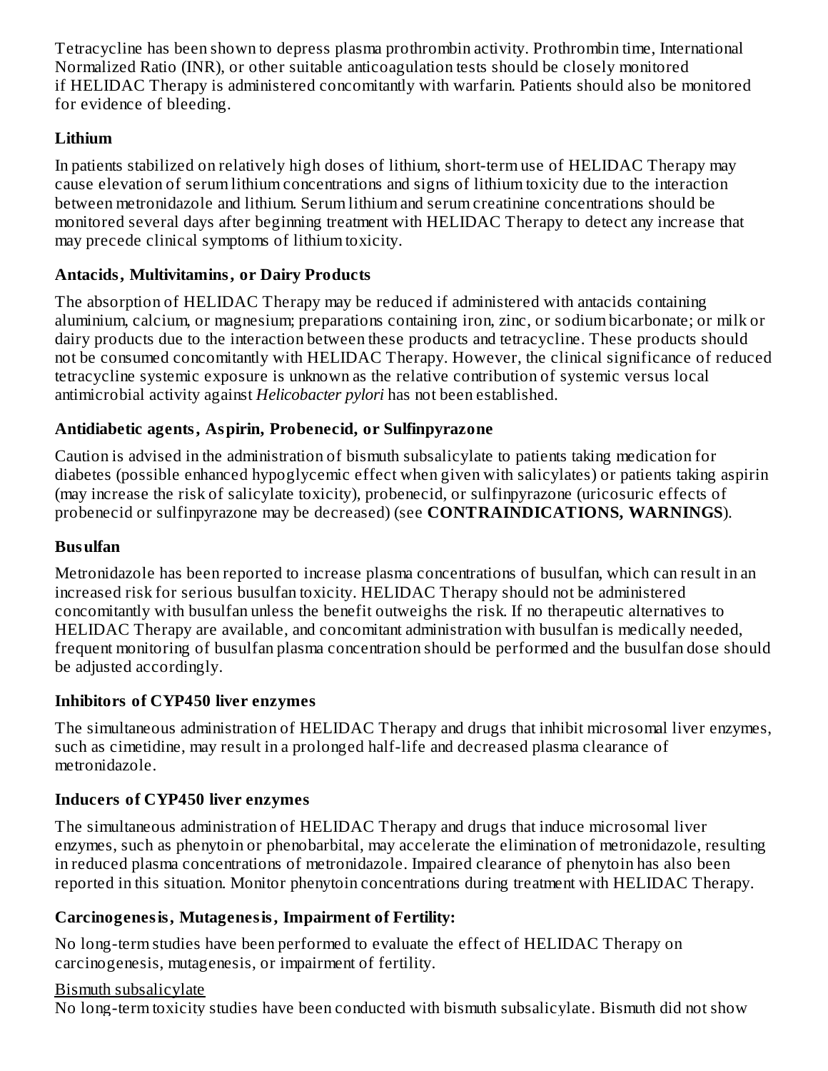Tetracycline has been shown to depress plasma prothrombin activity. Prothrombin time, International Normalized Ratio (INR), or other suitable anticoagulation tests should be closely monitored if HELIDAC Therapy is administered concomitantly with warfarin. Patients should also be monitored for evidence of bleeding.

### Lithium

In patients stabilized on relatively high doses of lithium, short-term use of HELIDAC Therapy may cause elevation of serum lithium concentrations and signs of lithium toxicity due to the interaction between metronidazole and lithium. Serum lithium and serum creatinine concentrations should be monitored several days after beginning treatment with HELIDAC Therapy to detect any increase that may precede clinical symptoms of lithium toxicity.

### Antacids, Multivitamins, or Dairy Products

The absorption of HELIDAC Therapy may be reduced if administered with antacids containing aluminium, calcium, or magnesium; preparations containing iron, zinc, or sodium bicarbonate; or milk or dairy products due to the interaction between these products and tetracycline. These products should not be consumed concomitantly with HELIDAC Therapy. However, the clinical significance of reduced tetracycline systemic exposure is unknown as the relative contribution of systemic versus local antimicrobial activity against *Helicobacter pylori* has not been established.

### Antidiabetic agents, Aspirin, Probenecid, or Sulfinpyrazone

Caution is advised in the administration of bismuth subsalicylate to patients taking medication for diabetes (possible enhanced hypoglycemic effect when given with salicylates) or patients taking aspirin (may increase the risk of salicylate toxicity), probenecid, or sulfinpyrazone (uricosuric effects of probenecid or sulfinpyrazone may be decreased) (see **CONTRAINDICATIONS, WARNINGS**).

### Busulfan

Metronidazole has been reported to increase plasma concentrations of busulfan, which can result in an increased risk for serious busulfan toxicity. HELIDAC Therapy should not be administered concomitantly with busulfan unless the benefit outweighs the risk. If no therapeutic alternatives to HELIDAC Therapy are available, and concomitant administration with busulfan is medically needed, frequent monitoring of busulfan plasma concentration should be performed and the busulfan dose should be adjusted accordingly.

### Inhibitors of CYP450 liver enzymes

The simultaneous administration of HELIDAC Therapy and drugs that inhibit microsomal liver enzymes, such as cimetidine, may result in a prolonged half-life and decreased plasma clearance of metronidazole.

### Inducers of CYP450 liver enzymes

The simultaneous administration of HELIDAC Therapy and drugs that induce microsomal liver enzymes, such as phenytoin or phenobarbital, may accelerate the elimination of metronidazole, resulting in reduced plasma concentrations of metronidazole. Impaired clearance of phenytoin has also been reported in this situation. Monitor phenytoin concentrations during treatment with HELIDAC Therapy.

### Carcinogenesis, Mutagenesis, Impairment of Fertility:

No long-term studies have been performed to evaluate the effect of HELIDAC Therapy on carcinogenesis, mutagenesis, or impairment of fertility.

Bismuth subsalicylate

No long-term toxicity studies have been conducted with bismuth subsalicylate. Bismuth did not show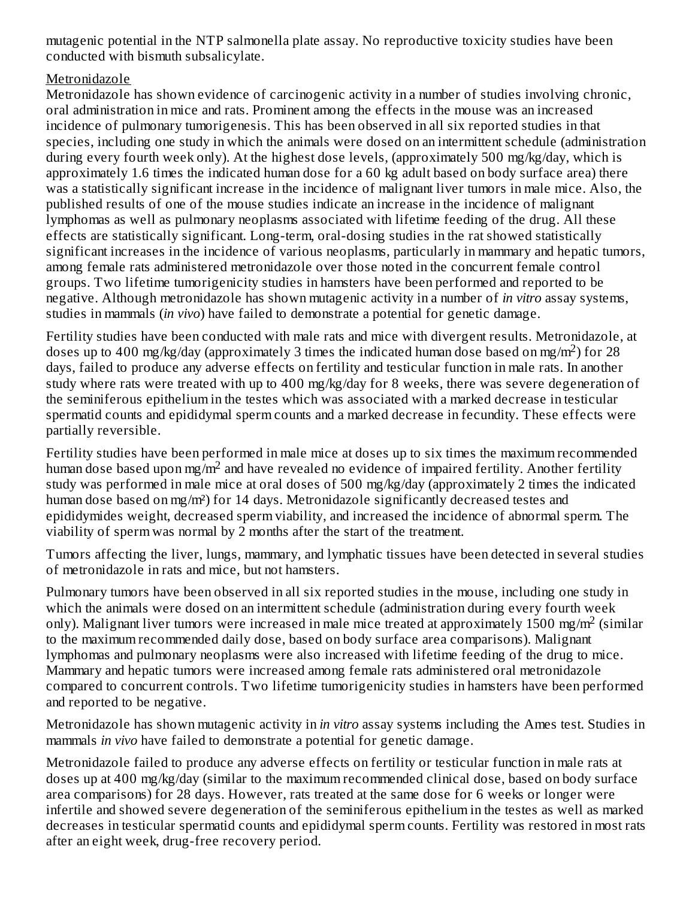mutagenic potential in the NTP salmonella plate assay. No reproductive toxicity studies have been conducted with bismuth subsalicylate.

Metronidazole

Metronidazole has shown evidence of carcinogenic activity in a number of studies involving chronic, oral administration in mice and rats. Prominent among the effects in the mouse was an increased incidence of pulmonary tumorigenesis. This has been observed in all six reported studies in that species, including one study in which the animals were dosed on an intermittent schedule (administration during every fourth week only). At the highest dose levels, (approximately 500 mg/kg/day, which is approximately 1.6 times the indicated human dose for a 60 kg adult based on body surface area) there was a statistically significant increase in the incidence of malignant liver tumors in male mice. Also, the published results of one of the mouse studies indicate an increase in the incidence of malignant lymphomas as well as pulmonary neoplasms associated with lifetime feeding of the drug. All these effects are statistically significant. Long-term, oral-dosing studies in the rat showed statistically significant increases in the incidence of various neoplasms, particularly in mammary and hepatic tumors, among female rats administered metronidazole over those noted in the concurrent female control groups. Two lifetime tumorigenicity studies in hamsters have been performed and reported to be negative. Although metronidazole has shown mutagenic activity in a number of *in vitro* assay systems, studies in mammals (*in vivo*) have failed to demonstrate a potential for genetic damage.

Fertility studies have been conducted with male rats and mice with divergent results. Metronidazole, at doses up to 400 mg/kg/day (approximately 3 times the indicated human dose based on $mg/m^2$) for 28 days, failed to produce any adverse effects on fertility and testicular function in male rats. In another study where rats were treated with up to 400 mg/kg/day for 8 weeks, there was severe degeneration of the seminiferous epithelium in the testes which was associated with a marked decrease in testicular spermatid counts and epididymal sperm counts and a marked decrease in fecundity. These effects were partially reversible.

Fertility studies have been performed in male mice at doses up to six times the maximum recommended human dose based upon $mg/m^2$ and have revealed no evidence of impaired fertility. Another fertility study was performed in male mice at oral doses of 500 mg/kg/day (approximately 2 times the indicated human dose based on $mg/m^2$) for 14 days. Metronidazole significantly decreased testes and epididymides weight, decreased sperm viability, and increased the incidence of abnormal sperm. The viability of sperm was normal by 2 months after the start of the treatment.

Tumors affecting the liver, lungs, mammary, and lymphatic tissues have been detected in several studies of metronidazole in rats and mice, but not hamsters.

Pulmonary tumors have been observed in all six reported studies in the mouse, including one study in which the animals were dosed on an intermittent schedule (administration during every fourth week only). Malignant liver tumors were increased in male mice treated at approximately 1500 $mg/m^2$ (similar to the maximum recommended daily dose, based on body surface area comparisons). Malignant lymphomas and pulmonary neoplasms were also increased with lifetime feeding of the drug to mice. Mammary and hepatic tumors were increased among female rats administered oral metronidazole compared to concurrent controls. Two lifetime tumorigenicity studies in hamsters have been performed and reported to be negative.

Metronidazole has shown mutagenic activity in *in vitro* assay systems including the Ames test. Studies in mammals *in vivo* have failed to demonstrate a potential for genetic damage.

Metronidazole failed to produce any adverse effects on fertility or testicular function in male rats at doses up at 400 mg/kg/day (similar to the maximum recommended clinical dose, based on body surface area comparisons) for 28 days. However, rats treated at the same dose for 6 weeks or longer were infertile and showed severe degeneration of the seminiferous epithelium in the testes as well as marked decreases in testicular spermatid counts and epididymal sperm counts. Fertility was restored in most rats after an eight week, drug-free recovery period.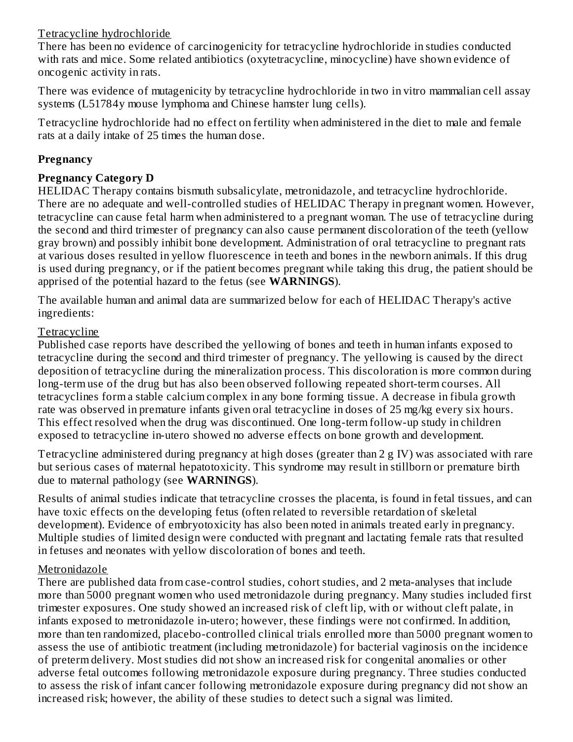Tetracycline hydrochloride

There has been no evidence of carcinogenicity for tetracycline hydrochloride in studies conducted with rats and mice. Some related antibiotics (oxytetracycline, minocycline) have shown evidence of oncogenic activity in rats.

There was evidence of mutagenicity by tetracycline hydrochloride in two in vitro mammalian cell assay systems (L51784y mouse lymphoma and Chinese hamster lung cells).

Tetracycline hydrochloride had no effect on fertility when administered in the diet to male and female rats at a daily intake of 25 times the human dose.

**Pregnancy**

**Pregnancy Category D**

HELIDAC Therapy contains bismuth subsalicylate, metronidazole, and tetracycline hydrochloride. There are no adequate and well-controlled studies of HELIDAC Therapy in pregnant women. However, tetracycline can cause fetal harm when administered to a pregnant woman. The use of tetracycline during the second and third trimester of pregnancy can also cause permanent discoloration of the teeth (yellow gray brown) and possibly inhibit bone development. Administration of oral tetracycline to pregnant rats at various doses resulted in yellow fluorescence in teeth and bones in the newborn animals. If this drug is used during pregnancy, or if the patient becomes pregnant while taking this drug, the patient should be apprised of the potential hazard to the fetus (see **WARNINGS**).

The available human and animal data are summarized below for each of HELIDAC Therapy's active ingredients:

Tetracycline

Published case reports have described the yellowing of bones and teeth in human infants exposed to tetracycline during the second and third trimester of pregnancy. The yellowing is caused by the direct deposition of tetracycline during the mineralization process. This discoloration is more common during long-term use of the drug but has also been observed following repeated short-term courses. All tetracyclines form a stable calcium complex in any bone forming tissue. A decrease in fibula growth rate was observed in premature infants given oral tetracycline in doses of 25 mg/kg every six hours. This effect resolved when the drug was discontinued. One long-term follow-up study in children exposed to tetracycline in-utero showed no adverse effects on bone growth and development.

Tetracycline administered during pregnancy at high doses (greater than 2 g IV) was associated with rare but serious cases of maternal hepatotoxicity. This syndrome may result in stillborn or premature birth due to maternal pathology (see **WARNINGS**).

Results of animal studies indicate that tetracycline crosses the placenta, is found in fetal tissues, and can have toxic effects on the developing fetus (often related to reversible retardation of skeletal development). Evidence of embryotoxicity has also been noted in animals treated early in pregnancy. Multiple studies of limited design were conducted with pregnant and lactating female rats that resulted in fetuses and neonates with yellow discoloration of bones and teeth.

Metronidazole

There are published data from case-control studies, cohort studies, and 2 meta-analyses that include more than 5000 pregnant women who used metronidazole during pregnancy. Many studies included first trimester exposures. One study showed an increased risk of cleft lip, with or without cleft palate, in infants exposed to metronidazole in-utero; however, these findings were not confirmed. In addition, more than ten randomized, placebo-controlled clinical trials enrolled more than 5000 pregnant women to assess the use of antibiotic treatment (including metronidazole) for bacterial vaginosis on the incidence of preterm delivery. Most studies did not show an increased risk for congenital anomalies or other adverse fetal outcomes following metronidazole exposure during pregnancy. Three studies conducted to assess the risk of infant cancer following metronidazole exposure during pregnancy did not show an increased risk; however, the ability of these studies to detect such a signal was limited.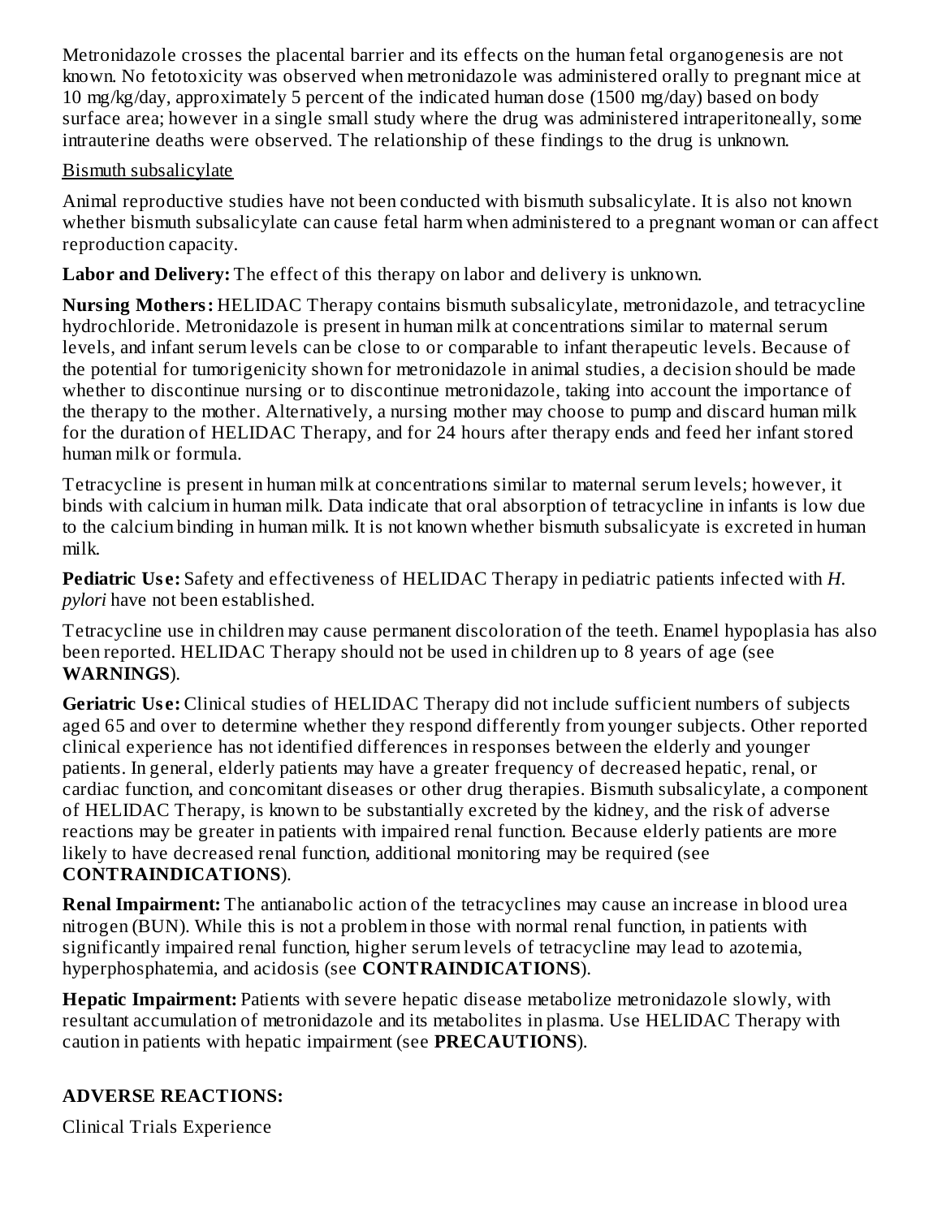Metronidazole crosses the placental barrier and its effects on the human fetal organogenesis are not known. No fetotoxicity was observed when metronidazole was administered orally to pregnant mice at 10 mg/kg/day, approximately 5 percent of the indicated human dose (1500 mg/day) based on body surface area; however in a single small study where the drug was administered intraperitoneally, some intrauterine deaths were observed. The relationship of these findings to the drug is unknown.

Bismuth subsalicylate

Animal reproductive studies have not been conducted with bismuth subsalicylate. It is also not known whether bismuth subsalicylate can cause fetal harm when administered to a pregnant woman or can affect reproduction capacity.

**Labor and Delivery:** The effect of this therapy on labor and delivery is unknown.

**Nursing Mothers:** HELIDAC Therapy contains bismuth subsalicylate, metronidazole, and tetracycline hydrochloride. Metronidazole is present in human milk at concentrations similar to maternal serum levels, and infant serum levels can be close to or comparable to infant therapeutic levels. Because of the potential for tumorigenicity shown for metronidazole in animal studies, a decision should be made whether to discontinue nursing or to discontinue metronidazole, taking into account the importance of the therapy to the mother. Alternatively, a nursing mother may choose to pump and discard human milk for the duration of HELIDAC Therapy, and for 24 hours after therapy ends and feed her infant stored human milk or formula.

Tetracycline is present in human milk at concentrations similar to maternal serum levels; however, it binds with calcium in human milk. Data indicate that oral absorption of tetracycline in infants is low due to the calcium binding in human milk. It is not known whether bismuth subsalicyate is excreted in human milk.

**Pediatric Use:** Safety and effectiveness of HELIDAC Therapy in pediatric patients infected with *H. pylori* have not been established.

Tetracycline use in children may cause permanent discoloration of the teeth. Enamel hypoplasia has also been reported. HELIDAC Therapy should not be used in children up to 8 years of age (see **WARNINGS**).

**Geriatric Use:** Clinical studies of HELIDAC Therapy did not include sufficient numbers of subjects aged 65 and over to determine whether they respond differently from younger subjects. Other reported clinical experience has not identified differences in responses between the elderly and younger patients. In general, elderly patients may have a greater frequency of decreased hepatic, renal, or cardiac function, and concomitant diseases or other drug therapies. Bismuth subsalicylate, a component of HELIDAC Therapy, is known to be substantially excreted by the kidney, and the risk of adverse reactions may be greater in patients with impaired renal function. Because elderly patients are more likely to have decreased renal function, additional monitoring may be required (see **CONTRAINDICATIONS**).

**Renal Impairment:** The antianabolic action of the tetracyclines may cause an increase in blood urea nitrogen (BUN). While this is not a problem in those with normal renal function, in patients with significantly impaired renal function, higher serum levels of tetracycline may lead to azotemia, hyperphosphatemia, and acidosis (see **CONTRAINDICATIONS**).

**Hepatic Impairment:** Patients with severe hepatic disease metabolize metronidazole slowly, with resultant accumulation of metronidazole and its metabolites in plasma. Use HELIDAC Therapy with caution in patients with hepatic impairment (see **PRECAUTIONS**).

## ADVERSE REACTIONS:

Clinical Trials Experience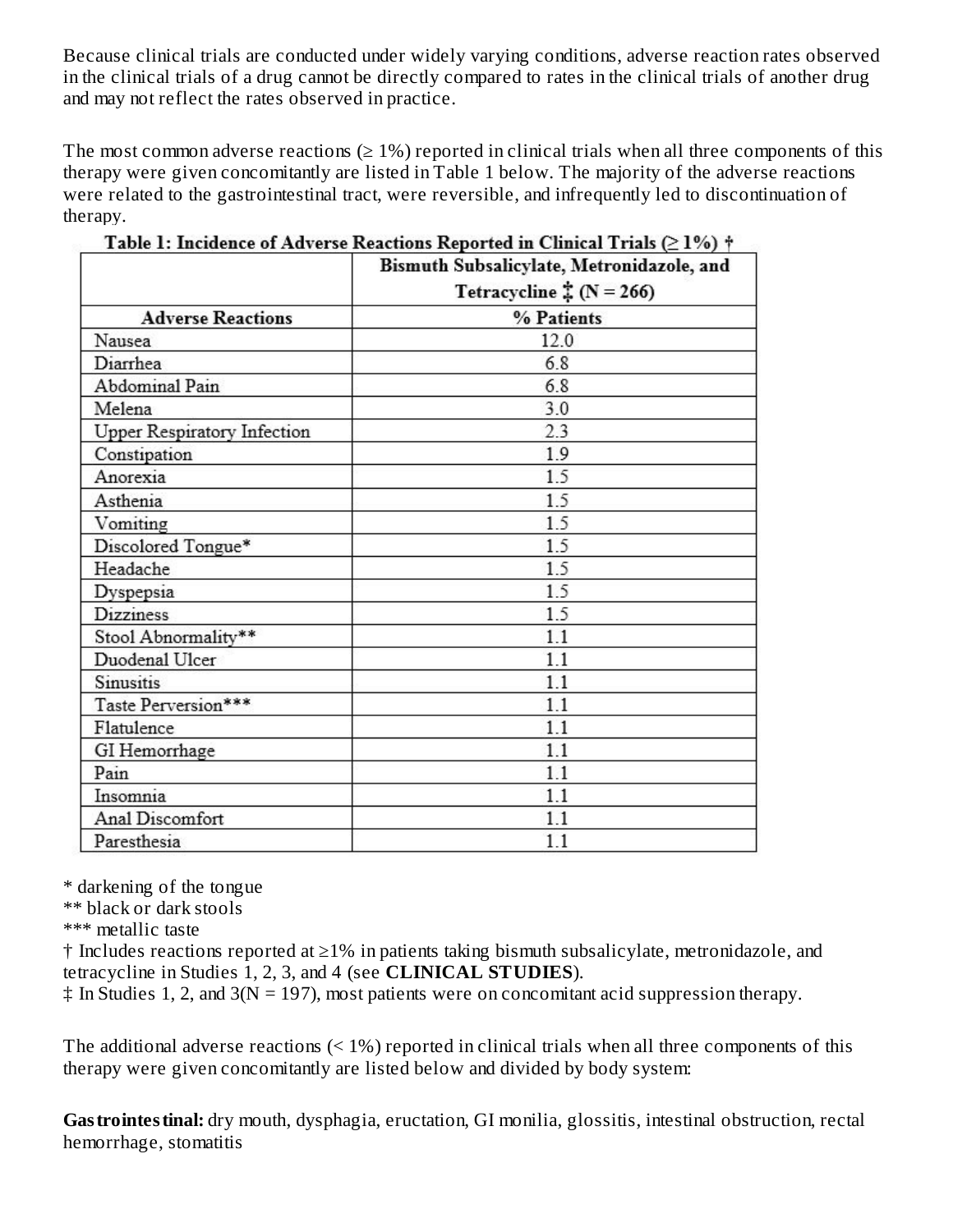Because clinical trials are conducted under widely varying conditions, adverse reaction rates observed in the clinical trials of a drug cannot be directly compared to rates in the clinical trials of another drug and may not reflect the rates observed in practice.

The most common adverse reactions (≥ 1%) reported in clinical trials when all three components of this therapy were given concomitantly are listed in Table 1 below. The majority of the adverse reactions were related to the gastrointestinal tract, were reversible, and infrequently led to discontinuation of therapy.

**Table 1: Incidence of Adverse Reactions Reported in Clinical Trials (≥ 1%) †**

| | Bismuth Subsalicylate, Metronidazole, and Tetracycline ‡ (N = 266) |
|---|---|
| **Adverse Reactions** | **% Patients** |
| Nausea | 12.0 |
| Diarrhea | 6.8 |
| Abdominal Pain | 6.8 |
| Melena | 3.0 |
| Upper Respiratory Infection | 2.3 |
| Constipation | 1.9 |
| Anorexia | 1.5 |
| Asthenia | 1.5 |
| Vomiting | 1.5 |
| Discolored Tongue* | 1.5 |
| Headache | 1.5 |
| Dyspepsia | 1.5 |
| Dizziness | 1.5 |
| Stool Abnormality** | 1.1 |
| Duodenal Ulcer | 1.1 |
| Sinusitis | 1.1 |
| Taste Perversion*** | 1.1 |
| Flatulence | 1.1 |
| GI Hemorrhage | 1.1 |
| Pain | 1.1 |
| Insomnia | 1.1 |
| Anal Discomfort | 1.1 |
| Paresthesia | 1.1 |

\* darkening of the tongue
\** black or dark stools
\*** metallic taste
† Includes reactions reported at ≥1% in patients taking bismuth subsalicylate, metronidazole, and tetracycline in Studies 1, 2, 3, and 4 (see **CLINICAL STUDIES**).
‡ In Studies 1, 2, and 3(N = 197), most patients were on concomitant acid suppression therapy.

The additional adverse reactions (< 1%) reported in clinical trials when all three components of this therapy were given concomitantly are listed below and divided by body system:

**Gastrointestinal:** dry mouth, dysphagia, eructation, GI monilia, glossitis, intestinal obstruction, rectal hemorrhage, stomatitis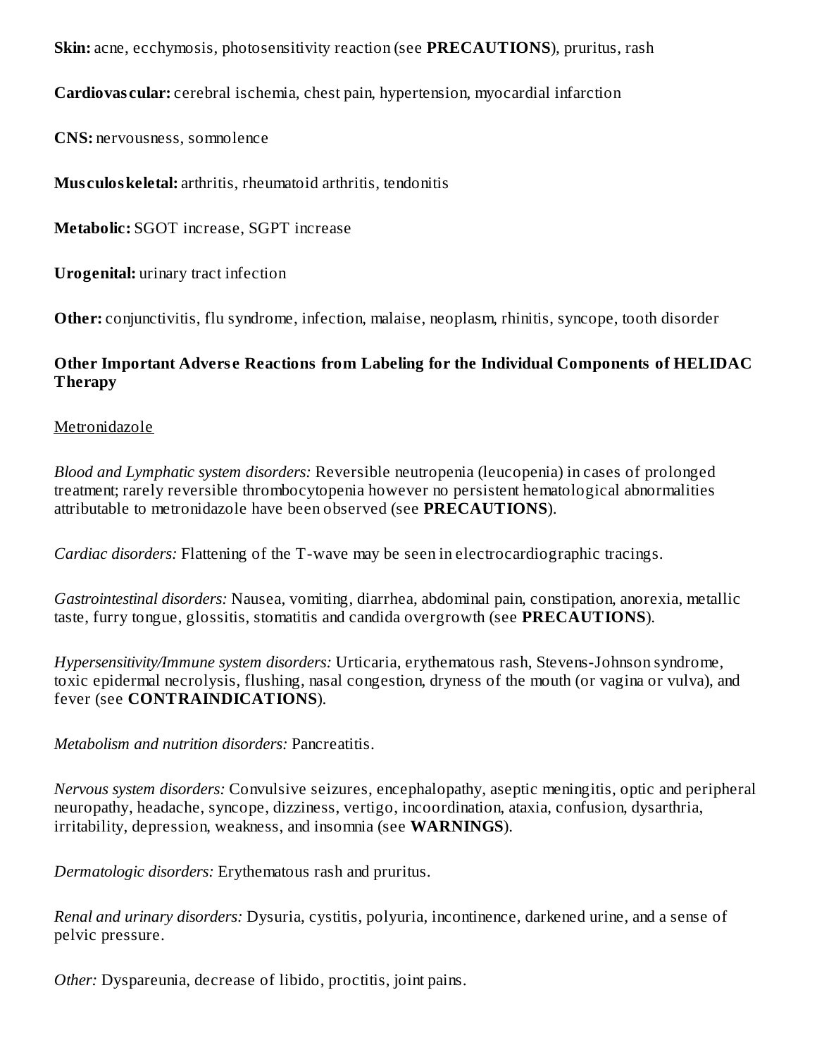**Skin:** acne, ecchymosis, photosensitivity reaction (see **PRECAUTIONS**), pruritus, rash

**Cardiovascular:** cerebral ischemia, chest pain, hypertension, myocardial infarction

**CNS:** nervousness, somnolence

**Musculoskeletal:** arthritis, rheumatoid arthritis, tendonitis

**Metabolic:** SGOT increase, SGPT increase

**Urogenital:** urinary tract infection

**Other:** conjunctivitis, flu syndrome, infection, malaise, neoplasm, rhinitis, syncope, tooth disorder

**Other Important Adverse Reactions from Labeling for the Individual Components of HELIDAC Therapy**

Metronidazole

*Blood and Lymphatic system disorders:* Reversible neutropenia (leucopenia) in cases of prolonged treatment; rarely reversible thrombocytopenia however no persistent hematological abnormalities attributable to metronidazole have been observed (see **PRECAUTIONS**).

*Cardiac disorders:* Flattening of the T-wave may be seen in electrocardiographic tracings.

*Gastrointestinal disorders:* Nausea, vomiting, diarrhea, abdominal pain, constipation, anorexia, metallic taste, furry tongue, glossitis, stomatitis and candida overgrowth (see **PRECAUTIONS**).

*Hypersensitivity/Immune system disorders:* Urticaria, erythematous rash, Stevens-Johnson syndrome, toxic epidermal necrolysis, flushing, nasal congestion, dryness of the mouth (or vagina or vulva), and fever (see **CONTRAINDICATIONS**).

*Metabolism and nutrition disorders:* Pancreatitis.

*Nervous system disorders:* Convulsive seizures, encephalopathy, aseptic meningitis, optic and peripheral neuropathy, headache, syncope, dizziness, vertigo, incoordination, ataxia, confusion, dysarthria, irritability, depression, weakness, and insomnia (see **WARNINGS**).

*Dermatologic disorders:* Erythematous rash and pruritus.

*Renal and urinary disorders:* Dysuria, cystitis, polyuria, incontinence, darkened urine, and a sense of pelvic pressure.

*Other:* Dyspareunia, decrease of libido, proctitis, joint pains.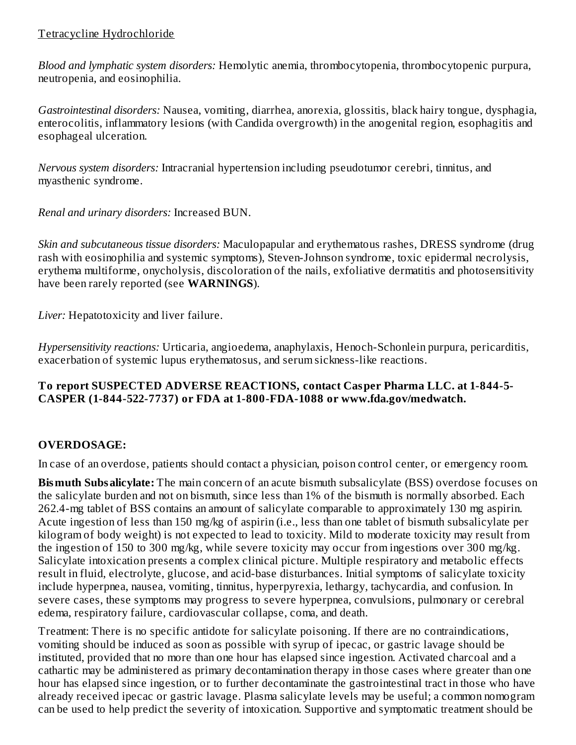<u>Tetracycline Hydrochloride</u>

*Blood and lymphatic system disorders:* Hemolytic anemia, thrombocytopenia, thrombocytopenic purpura, neutropenia, and eosinophilia.

*Gastrointestinal disorders:* Nausea, vomiting, diarrhea, anorexia, glossitis, black hairy tongue, dysphagia, enterocolitis, inflammatory lesions (with Candida overgrowth) in the anogenital region, esophagitis and esophageal ulceration.

*Nervous system disorders:* Intracranial hypertension including pseudotumor cerebri, tinnitus, and myasthenic syndrome.

*Renal and urinary disorders:* Increased BUN.

*Skin and subcutaneous tissue disorders:* Maculopapular and erythematous rashes, DRESS syndrome (drug rash with eosinophilia and systemic symptoms), Steven-Johnson syndrome, toxic epidermal necrolysis, erythema multiforme, onycholysis, discoloration of the nails, exfoliative dermatitis and photosensitivity have been rarely reported (see **WARNINGS**).

*Liver:* Hepatotoxicity and liver failure.

*Hypersensitivity reactions:* Urticaria, angioedema, anaphylaxis, Henoch-Schonlein purpura, pericarditis, exacerbation of systemic lupus erythematosus, and serum sickness-like reactions.

**To report SUSPECTED ADVERSE REACTIONS, contact Casper Pharma LLC. at 1-844-5-CASPER (1-844-522-7737) or FDA at 1-800-FDA-1088 or www.fda.gov/medwatch.**

## OVERDOSAGE:

In case of an overdose, patients should contact a physician, poison control center, or emergency room.

**Bismuth Subsalicylate:** The main concern of an acute bismuth subsalicylate (BSS) overdose focuses on the salicylate burden and not on bismuth, since less than 1% of the bismuth is normally absorbed. Each 262.4-mg tablet of BSS contains an amount of salicylate comparable to approximately 130 mg aspirin. Acute ingestion of less than 150 mg/kg of aspirin (i.e., less than one tablet of bismuth subsalicylate per kilogram of body weight) is not expected to lead to toxicity. Mild to moderate toxicity may result from the ingestion of 150 to 300 mg/kg, while severe toxicity may occur from ingestions over 300 mg/kg. Salicylate intoxication presents a complex clinical picture. Multiple respiratory and metabolic effects result in fluid, electrolyte, glucose, and acid-base disturbances. Initial symptoms of salicylate toxicity include hyperpnea, nausea, vomiting, tinnitus, hyperpyrexia, lethargy, tachycardia, and confusion. In severe cases, these symptoms may progress to severe hyperpnea, convulsions, pulmonary or cerebral edema, respiratory failure, cardiovascular collapse, coma, and death.

Treatment: There is no specific antidote for salicylate poisoning. If there are no contraindications, vomiting should be induced as soon as possible with syrup of ipecac, or gastric lavage should be instituted, provided that no more than one hour has elapsed since ingestion. Activated charcoal and a cathartic may be administered as primary decontamination therapy in those cases where greater than one hour has elapsed since ingestion, or to further decontaminate the gastrointestinal tract in those who have already received ipecac or gastric lavage. Plasma salicylate levels may be useful; a common nomogram can be used to help predict the severity of intoxication. Supportive and symptomatic treatment should be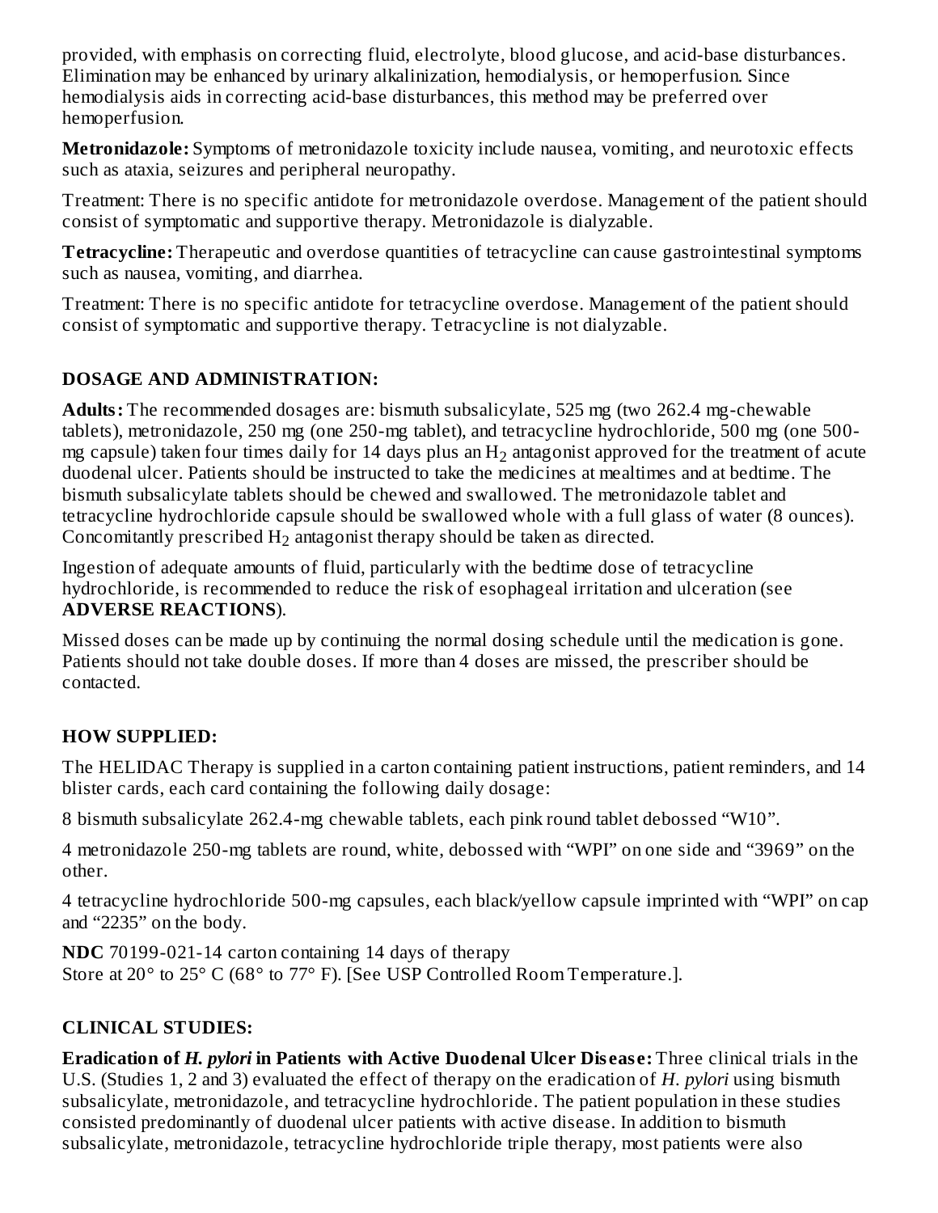provided, with emphasis on correcting fluid, electrolyte, blood glucose, and acid-base disturbances. Elimination may be enhanced by urinary alkalinization, hemodialysis, or hemoperfusion. Since hemodialysis aids in correcting acid-base disturbances, this method may be preferred over hemoperfusion.

**Metronidazole:** Symptoms of metronidazole toxicity include nausea, vomiting, and neurotoxic effects such as ataxia, seizures and peripheral neuropathy.

Treatment: There is no specific antidote for metronidazole overdose. Management of the patient should consist of symptomatic and supportive therapy. Metronidazole is dialyzable.

**Tetracycline:** Therapeutic and overdose quantities of tetracycline can cause gastrointestinal symptoms such as nausea, vomiting, and diarrhea.

Treatment: There is no specific antidote for tetracycline overdose. Management of the patient should consist of symptomatic and supportive therapy. Tetracycline is not dialyzable.

## DOSAGE AND ADMINISTRATION:

**Adults:** The recommended dosages are: bismuth subsalicylate, 525 mg (two 262.4 mg-chewable tablets), metronidazole, 250 mg (one 250-mg tablet), and tetracycline hydrochloride, 500 mg (one 500-mg capsule) taken four times daily for 14 days plus an $H_2$ antagonist approved for the treatment of acute duodenal ulcer. Patients should be instructed to take the medicines at mealtimes and at bedtime. The bismuth subsalicylate tablets should be chewed and swallowed. The metronidazole tablet and tetracycline hydrochloride capsule should be swallowed whole with a full glass of water (8 ounces). Concomitantly prescribed $H_2$ antagonist therapy should be taken as directed.

Ingestion of adequate amounts of fluid, particularly with the bedtime dose of tetracycline hydrochloride, is recommended to reduce the risk of esophageal irritation and ulceration (see **ADVERSE REACTIONS**).

Missed doses can be made up by continuing the normal dosing schedule until the medication is gone. Patients should not take double doses. If more than 4 doses are missed, the prescriber should be contacted.

## HOW SUPPLIED:

The HELIDAC Therapy is supplied in a carton containing patient instructions, patient reminders, and 14 blister cards, each card containing the following daily dosage:

8 bismuth subsalicylate 262.4-mg chewable tablets, each pink round tablet debossed “W10”.

4 metronidazole 250-mg tablets are round, white, debossed with “WPI” on one side and “3969” on the other.

4 tetracycline hydrochloride 500-mg capsules, each black/yellow capsule imprinted with “WPI” on cap and “2235” on the body.

**NDC** 70199-021-14 carton containing 14 days of therapy
Store at 20° to 25° C (68° to 77° F). [See USP Controlled Room Temperature.].

## CLINICAL STUDIES:

**Eradication of *H. pylori* in Patients with Active Duodenal Ulcer Disease:** Three clinical trials in the U.S. (Studies 1, 2 and 3) evaluated the effect of therapy on the eradication of *H. pylori* using bismuth subsalicylate, metronidazole, and tetracycline hydrochloride. The patient population in these studies consisted predominantly of duodenal ulcer patients with active disease. In addition to bismuth subsalicylate, metronidazole, tetracycline hydrochloride triple therapy, most patients were also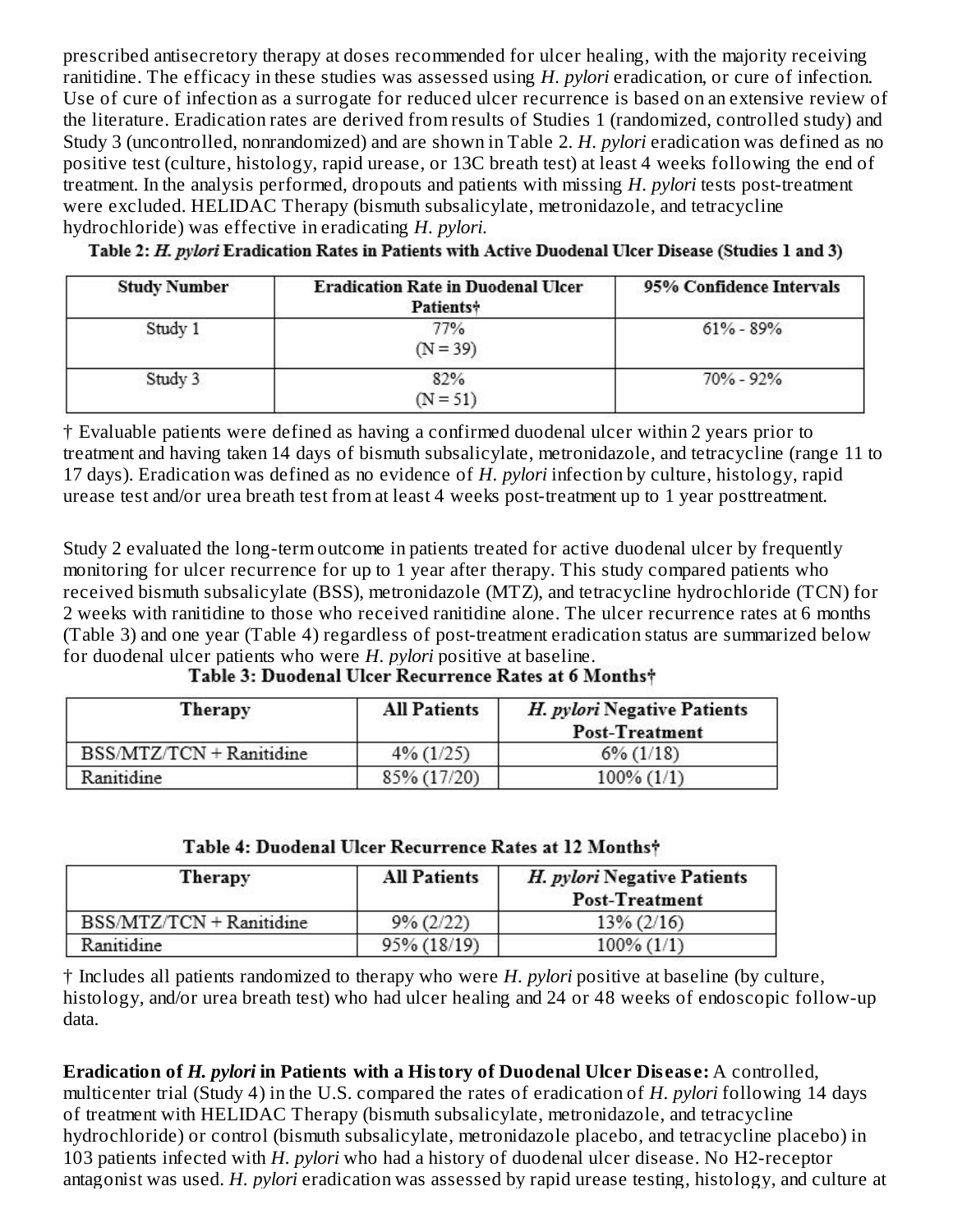prescribed antisecretory therapy at doses recommended for ulcer healing, with the majority receiving ranitidine. The efficacy in these studies was assessed using *H. pylori* eradication, or cure of infection. Use of cure of infection as a surrogate for reduced ulcer recurrence is based on an extensive review of the literature. Eradication rates are derived from results of Studies 1 (randomized, controlled study) and Study 3 (uncontrolled, nonrandomized) and are shown in Table 2. *H. pylori* eradication was defined as no positive test (culture, histology, rapid urease, or 13C breath test) at least 4 weeks following the end of treatment. In the analysis performed, dropouts and patients with missing *H. pylori* tests post-treatment were excluded. HELIDAC Therapy (bismuth subsalicylate, metronidazole, and tetracycline hydrochloride) was effective in eradicating *H. pylori*.

**Table 2: *H. pylori* Eradication Rates in Patients with Active Duodenal Ulcer Disease (Studies 1 and 3)**

| Study Number | Eradication Rate in Duodenal Ulcer Patients† | 95% Confidence Intervals |
|---|---|---|
| Study 1 | 77% (N = 39) | 61% - 89% |
| Study 3 | 82% (N = 51) | 70% - 92% |

† Evaluable patients were defined as having a confirmed duodenal ulcer within 2 years prior to treatment and having taken 14 days of bismuth subsalicylate, metronidazole, and tetracycline (range 11 to 17 days). Eradication was defined as no evidence of *H. pylori* infection by culture, histology, rapid urease test and/or urea breath test from at least 4 weeks post-treatment up to 1 year posttreatment.

Study 2 evaluated the long-term outcome in patients treated for active duodenal ulcer by frequently monitoring for ulcer recurrence for up to 1 year after therapy. This study compared patients who received bismuth subsalicylate (BSS), metronidazole (MTZ), and tetracycline hydrochloride (TCN) for 2 weeks with ranitidine to those who received ranitidine alone. The ulcer recurrence rates at 6 months (Table 3) and one year (Table 4) regardless of post-treatment eradication status are summarized below for duodenal ulcer patients who were *H. pylori* positive at baseline.

**Table 3: Duodenal Ulcer Recurrence Rates at 6 Months†**

| Therapy | All Patients | *H. pylori* Negative Patients Post-Treatment |
|---|---|---|
| BSS/MTZ/TCN + Ranitidine | 4% (1/25) | 6% (1/18) |
| Ranitidine | 85% (17/20) | 100% (1/1) |

**Table 4: Duodenal Ulcer Recurrence Rates at 12 Months†**

| Therapy | All Patients | *H. pylori* Negative Patients Post-Treatment |
|---|---|---|
| BSS/MTZ/TCN + Ranitidine | 9% (2/22) | 13% (2/16) |
| Ranitidine | 95% (18/19) | 100% (1/1) |

† Includes all patients randomized to therapy who were *H. pylori* positive at baseline (by culture, histology, and/or urea breath test) who had ulcer healing and 24 or 48 weeks of endoscopic follow-up data.

**Eradication of *H. pylori* in Patients with a History of Duodenal Ulcer Disease:** A controlled, multicenter trial (Study 4) in the U.S. compared the rates of eradication of *H. pylori* following 14 days of treatment with HELIDAC Therapy (bismuth subsalicylate, metronidazole, and tetracycline hydrochloride) or control (bismuth subsalicylate, metronidazole placebo, and tetracycline placebo) in 103 patients infected with *H. pylori* who had a history of duodenal ulcer disease. No H2-receptor antagonist was used. *H. pylori* eradication was assessed by rapid urease testing, histology, and culture at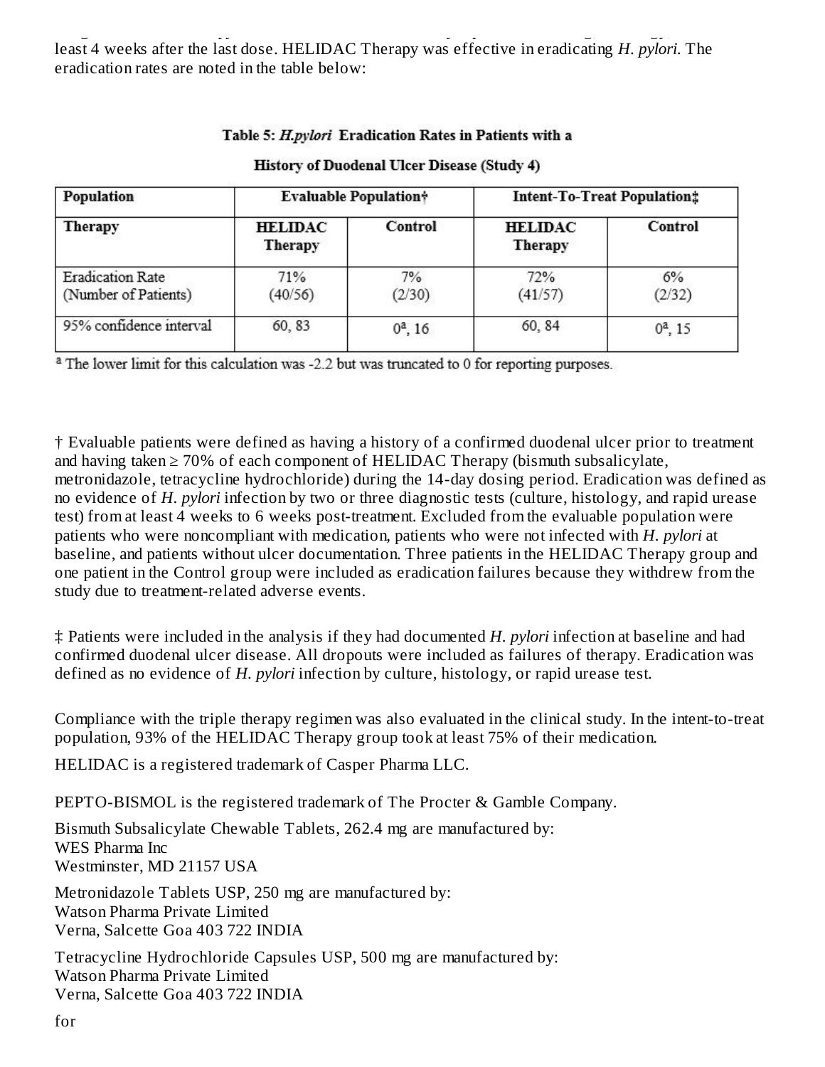least 4 weeks after the last dose. HELIDAC Therapy was effective in eradicating *H. pylori*. The eradication rates are noted in the table below:

**Table 5: *H.pylori* Eradication Rates in Patients with a History of Duodenal Ulcer Disease (Study 4)**

| Population | Evaluable Population† | | Intent-To-Treat Population‡ | |
|---|---|---|---|---|
| Therapy | HELIDAC Therapy | Control | HELIDAC Therapy | Control |
| Eradication Rate (Number of Patients) | 71% (40/56) | 7% (2/30) | 72% (41/57) | 6% (2/32) |
| 95% confidence interval | 60, 83 | 0[a], 16 | 60, 84 | 0[a], 15 |

[a] The lower limit for this calculation was -2.2 but was truncated to 0 for reporting purposes.

† Evaluable patients were defined as having a history of a confirmed duodenal ulcer prior to treatment and having taken ≥ 70% of each component of HELIDAC Therapy (bismuth subsalicylate, metronidazole, tetracycline hydrochloride) during the 14-day dosing period. Eradication was defined as no evidence of *H. pylori* infection by two or three diagnostic tests (culture, histology, and rapid urease test) from at least 4 weeks to 6 weeks post-treatment. Excluded from the evaluable population were patients who were noncompliant with medication, patients who were not infected with *H. pylori* at baseline, and patients without ulcer documentation. Three patients in the HELIDAC Therapy group and one patient in the Control group were included as eradication failures because they withdrew from the study due to treatment-related adverse events.

‡ Patients were included in the analysis if they had documented *H. pylori* infection at baseline and had confirmed duodenal ulcer disease. All dropouts were included as failures of therapy. Eradication was defined as no evidence of *H. pylori* infection by culture, histology, or rapid urease test.

Compliance with the triple therapy regimen was also evaluated in the clinical study. In the intent-to-treat population, 93% of the HELIDAC Therapy group took at least 75% of their medication.

HELIDAC is a registered trademark of Casper Pharma LLC.

PEPTO-BISMOL is the registered trademark of The Procter & Gamble Company.

Bismuth Subsalicylate Chewable Tablets, 262.4 mg are manufactured by:
WES Pharma Inc
Westminster, MD 21157 USA

Metronidazole Tablets USP, 250 mg are manufactured by:
Watson Pharma Private Limited
Verna, Salcette Goa 403 722 INDIA

Tetracycline Hydrochloride Capsules USP, 500 mg are manufactured by:
Watson Pharma Private Limited
Verna, Salcette Goa 403 722 INDIA

for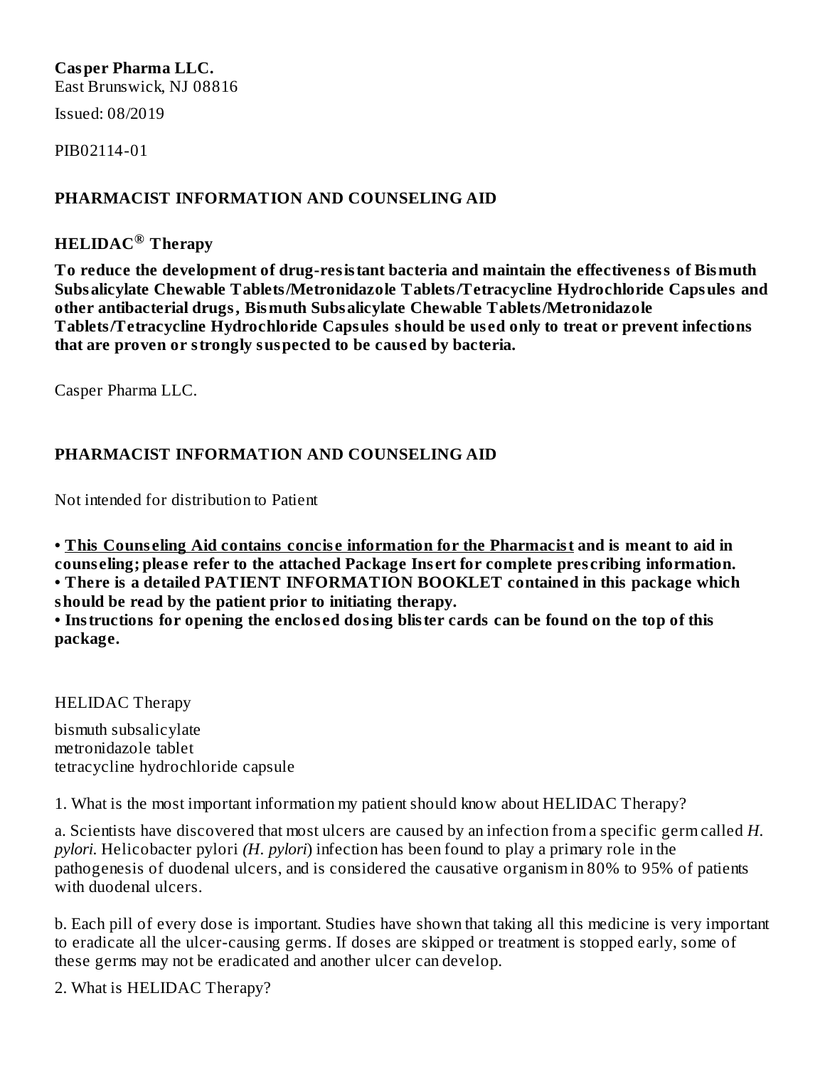**Casper Pharma LLC.**
East Brunswick, NJ 08816

Issued: 08/2019

PIB02114-01

## PHARMACIST INFORMATION AND COUNSELING AID

### HELIDAC® Therapy

**To reduce the development of drug-resistant bacteria and maintain the effectiveness of Bismuth Subsalicylate Chewable Tablets/Metronidazole Tablets/Tetracycline Hydrochloride Capsules and other antibacterial drugs, Bismuth Subsalicylate Chewable Tablets/Metronidazole Tablets/Tetracycline Hydrochloride Capsules should be used only to treat or prevent infections that are proven or strongly suspected to be caused by bacteria.**

Casper Pharma LLC.

## PHARMACIST INFORMATION AND COUNSELING AID

Not intended for distribution to Patient

**• <u>This Counseling Aid contains concise information for the Pharmacist</u> and is meant to aid in counseling; please refer to the attached Package Insert for complete prescribing information.**
**• There is a detailed PATIENT INFORMATION BOOKLET contained in this package which should be read by the patient prior to initiating therapy.**
**• Instructions for opening the enclosed dosing blister cards can be found on the top of this package.**

HELIDAC Therapy

bismuth subsalicylate
metronidazole tablet
tetracycline hydrochloride capsule

1. What is the most important information my patient should know about HELIDAC Therapy?

a. Scientists have discovered that most ulcers are caused by an infection from a specific germ called *H. pylori*. Helicobacter pylori *(H. pylori*) infection has been found to play a primary role in the pathogenesis of duodenal ulcers, and is considered the causative organism in 80% to 95% of patients with duodenal ulcers.

b. Each pill of every dose is important. Studies have shown that taking all this medicine is very important to eradicate all the ulcer-causing germs. If doses are skipped or treatment is stopped early, some of these germs may not be eradicated and another ulcer can develop.

2. What is HELIDAC Therapy?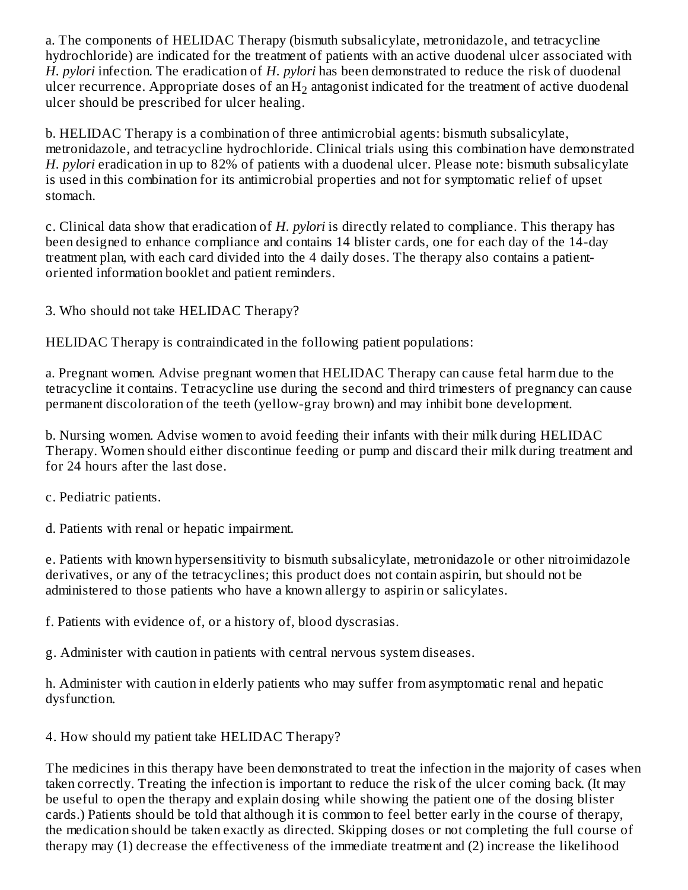a. The components of HELIDAC Therapy (bismuth subsalicylate, metronidazole, and tetracycline hydrochloride) are indicated for the treatment of patients with an active duodenal ulcer associated with *H. pylori* infection. The eradication of *H. pylori* has been demonstrated to reduce the risk of duodenal ulcer recurrence. Appropriate doses of an $H_2$ antagonist indicated for the treatment of active duodenal ulcer should be prescribed for ulcer healing.

b. HELIDAC Therapy is a combination of three antimicrobial agents: bismuth subsalicylate, metronidazole, and tetracycline hydrochloride. Clinical trials using this combination have demonstrated *H. pylori* eradication in up to 82% of patients with a duodenal ulcer. Please note: bismuth subsalicylate is used in this combination for its antimicrobial properties and not for symptomatic relief of upset stomach.

c. Clinical data show that eradication of *H. pylori* is directly related to compliance. This therapy has been designed to enhance compliance and contains 14 blister cards, one for each day of the 14-day treatment plan, with each card divided into the 4 daily doses. The therapy also contains a patient-oriented information booklet and patient reminders.

3. Who should not take HELIDAC Therapy?

HELIDAC Therapy is contraindicated in the following patient populations:

a. Pregnant women. Advise pregnant women that HELIDAC Therapy can cause fetal harm due to the tetracycline it contains. Tetracycline use during the second and third trimesters of pregnancy can cause permanent discoloration of the teeth (yellow-gray brown) and may inhibit bone development.

b. Nursing women. Advise women to avoid feeding their infants with their milk during HELIDAC Therapy. Women should either discontinue feeding or pump and discard their milk during treatment and for 24 hours after the last dose.

c. Pediatric patients.

d. Patients with renal or hepatic impairment.

e. Patients with known hypersensitivity to bismuth subsalicylate, metronidazole or other nitroimidazole derivatives, or any of the tetracyclines; this product does not contain aspirin, but should not be administered to those patients who have a known allergy to aspirin or salicylates.

f. Patients with evidence of, or a history of, blood dyscrasias.

g. Administer with caution in patients with central nervous system diseases.

h. Administer with caution in elderly patients who may suffer from asymptomatic renal and hepatic dysfunction.

4. How should my patient take HELIDAC Therapy?

The medicines in this therapy have been demonstrated to treat the infection in the majority of cases when taken correctly. Treating the infection is important to reduce the risk of the ulcer coming back. (It may be useful to open the therapy and explain dosing while showing the patient one of the dosing blister cards.) Patients should be told that although it is common to feel better early in the course of therapy, the medication should be taken exactly as directed. Skipping doses or not completing the full course of therapy may (1) decrease the effectiveness of the immediate treatment and (2) increase the likelihood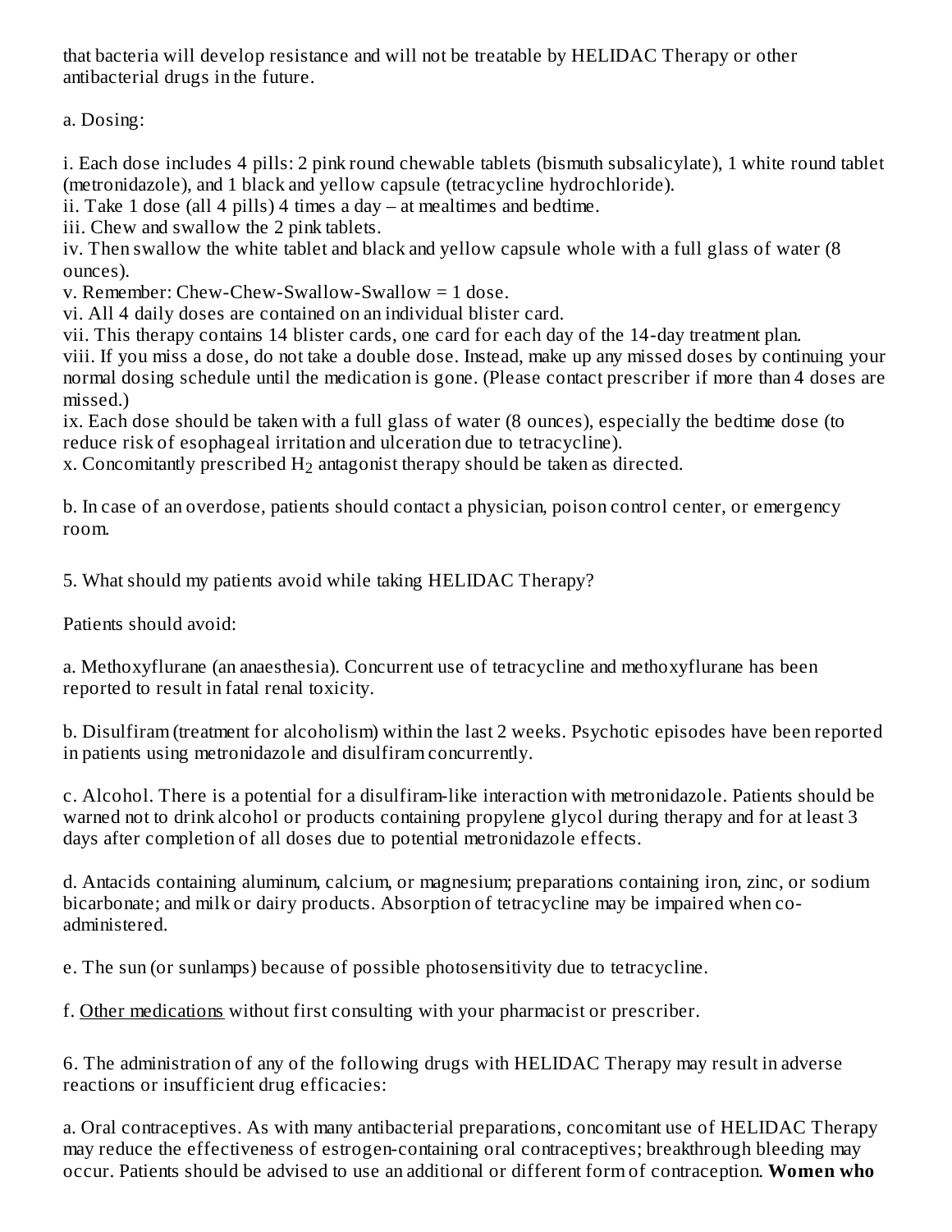that bacteria will develop resistance and will not be treatable by HELIDAC Therapy or other antibacterial drugs in the future.

a. Dosing:

i. Each dose includes 4 pills: 2 pink round chewable tablets (bismuth subsalicylate), 1 white round tablet (metronidazole), and 1 black and yellow capsule (tetracycline hydrochloride).
ii. Take 1 dose (all 4 pills) 4 times a day – at mealtimes and bedtime.
iii. Chew and swallow the 2 pink tablets.
iv. Then swallow the white tablet and black and yellow capsule whole with a full glass of water (8 ounces).
v. Remember: Chew-Chew-Swallow-Swallow = 1 dose.
vi. All 4 daily doses are contained on an individual blister card.
vii. This therapy contains 14 blister cards, one card for each day of the 14-day treatment plan.
viii. If you miss a dose, do not take a double dose. Instead, make up any missed doses by continuing your normal dosing schedule until the medication is gone. (Please contact prescriber if more than 4 doses are missed.)
ix. Each dose should be taken with a full glass of water (8 ounces), especially the bedtime dose (to reduce risk of esophageal irritation and ulceration due to tetracycline).
x. Concomitantly prescribed $H_2$ antagonist therapy should be taken as directed.

b. In case of an overdose, patients should contact a physician, poison control center, or emergency room.

5. What should my patients avoid while taking HELIDAC Therapy?

Patients should avoid:

a. Methoxyflurane (an anaesthesia). Concurrent use of tetracycline and methoxyflurane has been reported to result in fatal renal toxicity.

b. Disulfiram (treatment for alcoholism) within the last 2 weeks. Psychotic episodes have been reported in patients using metronidazole and disulfiram concurrently.

c. Alcohol. There is a potential for a disulfiram-like interaction with metronidazole. Patients should be warned not to drink alcohol or products containing propylene glycol during therapy and for at least 3 days after completion of all doses due to potential metronidazole effects.

d. Antacids containing aluminum, calcium, or magnesium; preparations containing iron, zinc, or sodium bicarbonate; and milk or dairy products. Absorption of tetracycline may be impaired when co-administered.

e. The sun (or sunlamps) because of possible photosensitivity due to tetracycline.

f. Other medications without first consulting with your pharmacist or prescriber.

6. The administration of any of the following drugs with HELIDAC Therapy may result in adverse reactions or insufficient drug efficacies:

a. Oral contraceptives. As with many antibacterial preparations, concomitant use of HELIDAC Therapy may reduce the effectiveness of estrogen-containing oral contraceptives; breakthrough bleeding may occur. Patients should be advised to use an additional or different form of contraception. **Women who**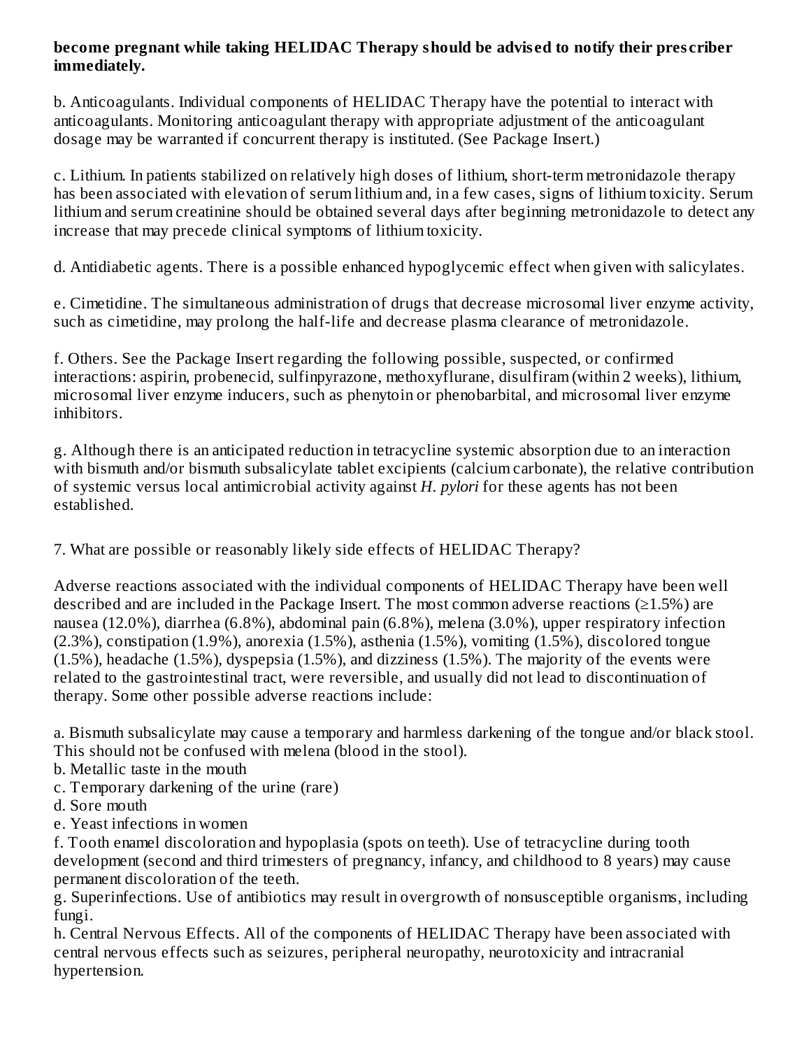**become pregnant while taking HELIDAC Therapy should be advised to notify their prescriber immediately.**

b. Anticoagulants. Individual components of HELIDAC Therapy have the potential to interact with anticoagulants. Monitoring anticoagulant therapy with appropriate adjustment of the anticoagulant dosage may be warranted if concurrent therapy is instituted. (See Package Insert.)

c. Lithium. In patients stabilized on relatively high doses of lithium, short-term metronidazole therapy has been associated with elevation of serum lithium and, in a few cases, signs of lithium toxicity. Serum lithium and serum creatinine should be obtained several days after beginning metronidazole to detect any increase that may precede clinical symptoms of lithium toxicity.

d. Antidiabetic agents. There is a possible enhanced hypoglycemic effect when given with salicylates.

e. Cimetidine. The simultaneous administration of drugs that decrease microsomal liver enzyme activity, such as cimetidine, may prolong the half-life and decrease plasma clearance of metronidazole.

f. Others. See the Package Insert regarding the following possible, suspected, or confirmed interactions: aspirin, probenecid, sulfinpyrazone, methoxyflurane, disulfiram (within 2 weeks), lithium, microsomal liver enzyme inducers, such as phenytoin or phenobarbital, and microsomal liver enzyme inhibitors.

g. Although there is an anticipated reduction in tetracycline systemic absorption due to an interaction with bismuth and/or bismuth subsalicylate tablet excipients (calcium carbonate), the relative contribution of systemic versus local antimicrobial activity against *H. pylori* for these agents has not been established.

7. What are possible or reasonably likely side effects of HELIDAC Therapy?

Adverse reactions associated with the individual components of HELIDAC Therapy have been well described and are included in the Package Insert. The most common adverse reactions (≥1.5%) are nausea (12.0%), diarrhea (6.8%), abdominal pain (6.8%), melena (3.0%), upper respiratory infection (2.3%), constipation (1.9%), anorexia (1.5%), asthenia (1.5%), vomiting (1.5%), discolored tongue (1.5%), headache (1.5%), dyspepsia (1.5%), and dizziness (1.5%). The majority of the events were related to the gastrointestinal tract, were reversible, and usually did not lead to discontinuation of therapy. Some other possible adverse reactions include:

a. Bismuth subsalicylate may cause a temporary and harmless darkening of the tongue and/or black stool. This should not be confused with melena (blood in the stool).
b. Metallic taste in the mouth
c. Temporary darkening of the urine (rare)
d. Sore mouth
e. Yeast infections in women
f. Tooth enamel discoloration and hypoplasia (spots on teeth). Use of tetracycline during tooth development (second and third trimesters of pregnancy, infancy, and childhood to 8 years) may cause permanent discoloration of the teeth.
g. Superinfections. Use of antibiotics may result in overgrowth of nonsusceptible organisms, including fungi.
h. Central Nervous Effects. All of the components of HELIDAC Therapy have been associated with central nervous effects such as seizures, peripheral neuropathy, neurotoxicity and intracranial hypertension.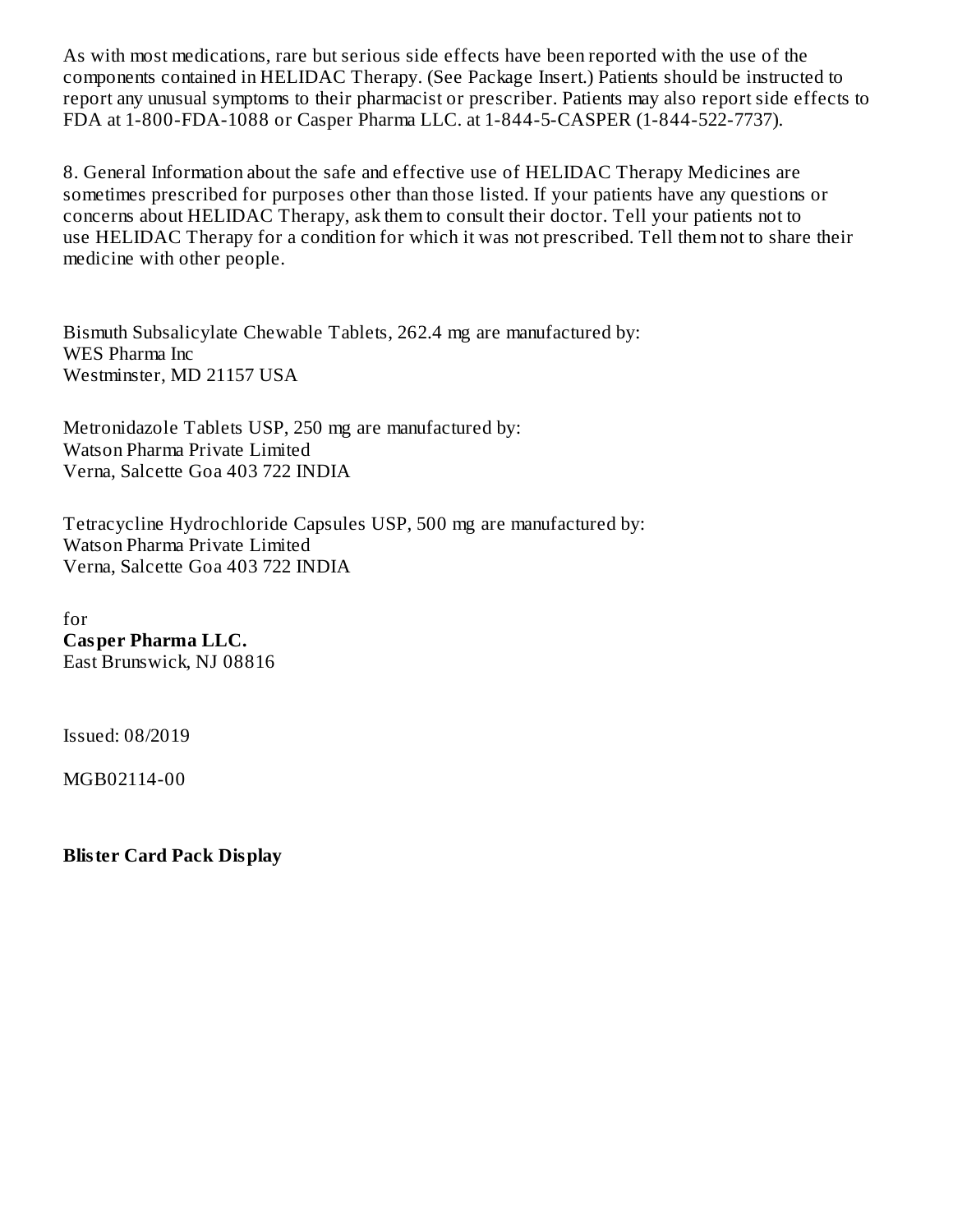As with most medications, rare but serious side effects have been reported with the use of the components contained in HELIDAC Therapy. (See Package Insert.) Patients should be instructed to report any unusual symptoms to their pharmacist or prescriber. Patients may also report side effects to FDA at 1-800-FDA-1088 or Casper Pharma LLC. at 1-844-5-CASPER (1-844-522-7737).

8. General Information about the safe and effective use of HELIDAC Therapy Medicines are sometimes prescribed for purposes other than those listed. If your patients have any questions or concerns about HELIDAC Therapy, ask them to consult their doctor. Tell your patients not to use HELIDAC Therapy for a condition for which it was not prescribed. Tell them not to share their medicine with other people.

Bismuth Subsalicylate Chewable Tablets, 262.4 mg are manufactured by:
WES Pharma Inc
Westminster, MD 21157 USA

Metronidazole Tablets USP, 250 mg are manufactured by:
Watson Pharma Private Limited
Verna, Salcette Goa 403 722 INDIA

Tetracycline Hydrochloride Capsules USP, 500 mg are manufactured by:
Watson Pharma Private Limited
Verna, Salcette Goa 403 722 INDIA

for
**Casper Pharma LLC.**
East Brunswick, NJ 08816

Issued: 08/2019

MGB02114-00

**Blister Card Pack Display**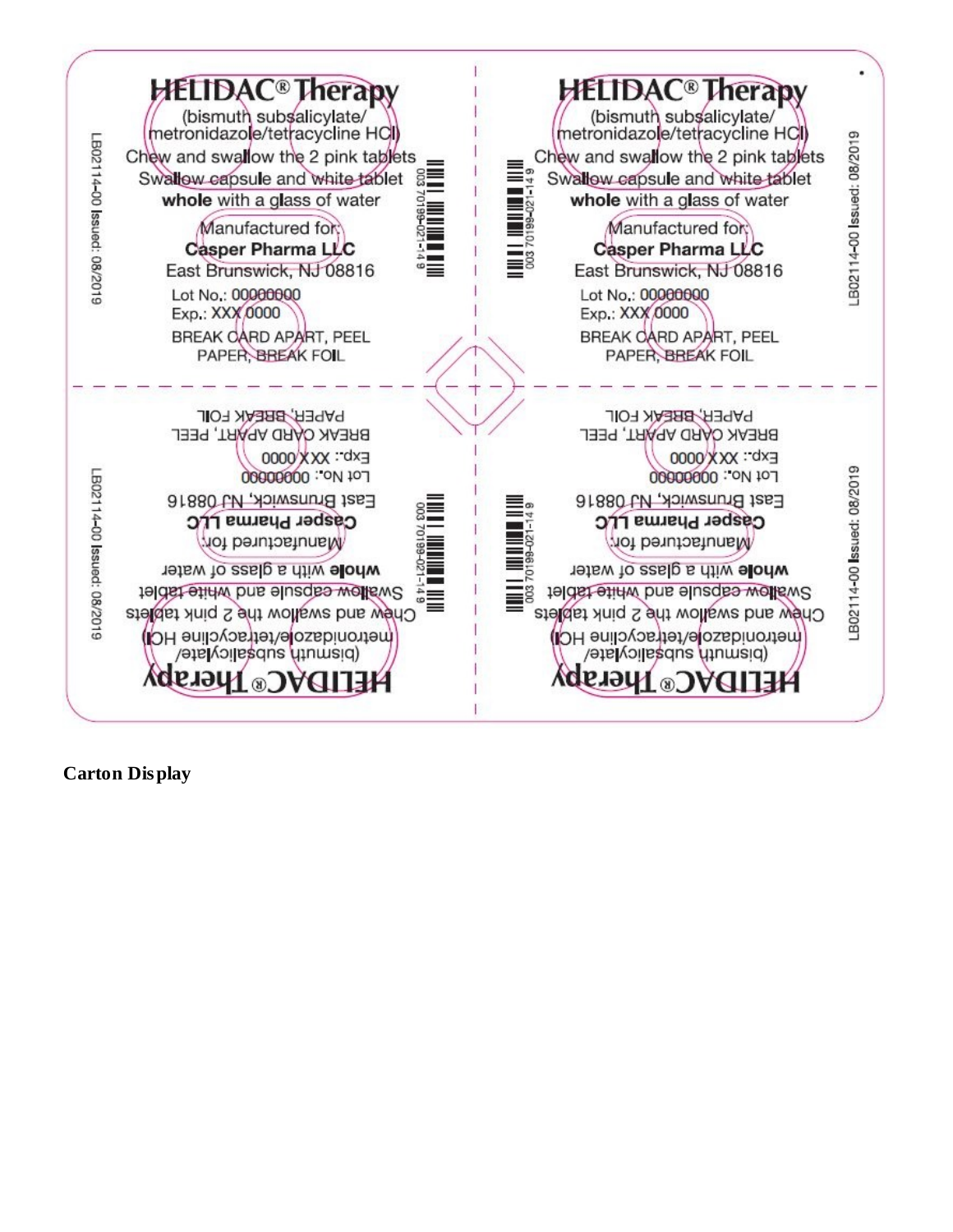HELIDAC® Therapy

(bismuth subsalicylate/ metronidazole/tetracycline HCl)

Chew and swallow the 2 pink tablets

Swallow capsule and white tablet **whole** with a glass of water

Manufactured for:

**Casper Pharma LLC**

East Brunswick, NJ 08816

Lot No.: 00000000

Exp.: XXX 0000

BREAK CARD APART, PEEL PAPER, BREAK FOIL

003 70199-021-14 9

LB02114-00 Issued: 08/2019

HELIDAC® Therapy

(bismuth subsalicylate/ metronidazole/tetracycline HCl)

Chew and swallow the 2 pink tablets

Swallow capsule and white tablet **whole** with a glass of water

Manufactured for:

**Casper Pharma LLC**

East Brunswick, NJ 08816

Lot No.: 00000000

Exp.: XXX 0000

BREAK CARD APART, PEEL PAPER, BREAK FOIL

003 70199-021-14 9

LB02114-00 Issued: 08/2019

HELIDAC® Therapy

(bismuth subsalicylate/ metronidazole/tetracycline HCl)

Chew and swallow the 2 pink tablets

Swallow capsule and white tablet **whole** with a glass of water

Manufactured for:

**Casper Pharma LLC**

East Brunswick, NJ 08816

Lot No.: 00000000

Exp.: XXX 0000

BREAK CARD APART, PEEL PAPER, BREAK FOIL

003 70199-021-14 9

LB02114-00 Issued: 08/2019

HELIDAC® Therapy

(bismuth subsalicylate/ metronidazole/tetracycline HCl)

Chew and swallow the 2 pink tablets

Swallow capsule and white tablet **whole** with a glass of water

Manufactured for:

**Casper Pharma LLC**

East Brunswick, NJ 08816

Lot No.: 00000000

Exp.: XXX 0000

BREAK CARD APART, PEEL PAPER, BREAK FOIL

003 70199-021-14 9

LB02114-00 Issued: 08/2019

**Carton Display**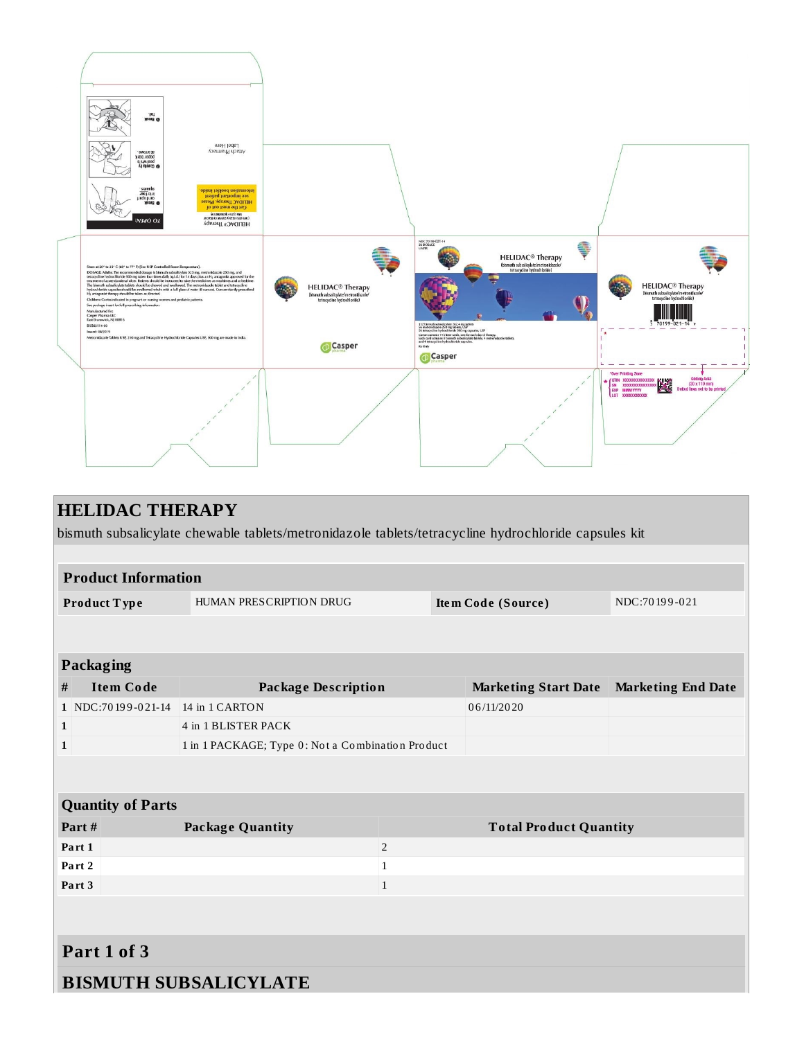HELIDAC® Therapy
(bismuth subsalicylate/metronidazole/tetracycline hydrochloride)

Store at 20° to 25° C (68° to 77° F) [See USP Controlled Room Temperature].

DOSAGE: Adults: The recommended dosage is bismuth subsalicylate 525 mg, metronidazole 250 mg, and tetracycline hydrochloride 500 mg taken four times daily (q.i.d.) for 14 days (Rx Only), an agent approved for the treatment of acute duodenal ulcer. Patients should be instructed to take the medicine at mealtimes and at bedtime. The bismuth subsalicylate tablets should be chewed and swallowed. The metronidazole tablet and tetracycline hydrochloride capsules should be swallowed whole with a full glass of water (8 ounces). Concomitantly prescribed $H_2$ antagonist therapy should be taken as directed.

Children: Contraindicated in pregnant or nursing women and pediatric patients.

See package insert for full prescribing information.

Manufactured for:
Casper Pharma LLC
East Brunswick, NJ 08816

Issued: 08/2019

Metronidazole Tablets USP, 250 mg and Tetracycline Hydrochloride Capsules USP, 500 mg are made in India.

NDC 70199-021-14
14 DOSAGE UNITS

HELIDAC® Therapy
(bismuth subsalicylate/metronidazole/tetracycline hydrochloride)

112 bismuth subsalicylate 262.4 mg tablets
56 metronidazole 250 mg tablets, USP
56 tetracycline hydrochloride 500 mg capsules, USP

Carton contains 14 blister cards, one for each day of therapy. Each card contains 8 bismuth subsalicylate tablets, 4 metronidazole tablets, and 4 tetracycline hydrochloride capsules.

Rx Only

Casper pharma

TO OPEN:

1. Bend card apart into four squares.
2. Carefully peel back paper to remove.
3. Break tool.

HELIDAC® Therapy (bismuth subsalicylate/metronidazole/tetracycline hydrochloride)

Get the most out of HELIDAC Therapy. Please see important patient information booklet inside.

Attach Pharmacy Label Here

3 70199-021-14 9

*Over Printing Zone
GTIN XXXXXXXXXXXXXX
SN XXXXXXXXXXXX
EXP MMM/YYYY
LOT XXXXXXXXXX

Coding Area (30 x 110 mm)
Dotted lines not to be printed

## HELIDAC THERAPY

bismuth subsalicylate chewable tablets/metronidazole tablets/tetracycline hydrochloride capsules kit

| Product Information | | | |
|---|---|---|---|
| **Product Type** | HUMAN PRESCRIPTION DRUG | **Item Code (Source)** | NDC:70199-021 |

| Packaging | | | | |
|---|---|---|---|---|
| **#** | **Item Code** | **Package Description** | **Marketing Start Date** | **Marketing End Date** |
| 1 | NDC:70199-021-14 | 14 in 1 CARTON | 06/11/2020 | |
| 1 | | 4 in 1 BLISTER PACK | | |
| 1 | | 1 in 1 PACKAGE; Type 0: Not a Combination Product | | |

| Quantity of Parts | | |
|---|---|---|
| **Part #** | **Package Quantity** | **Total Product Quantity** |
| **Part 1** | | 2 |
| **Part 2** | | 1 |
| **Part 3** | | 1 |

## Part 1 of 3

## BISMUTH SUBSALICYLATE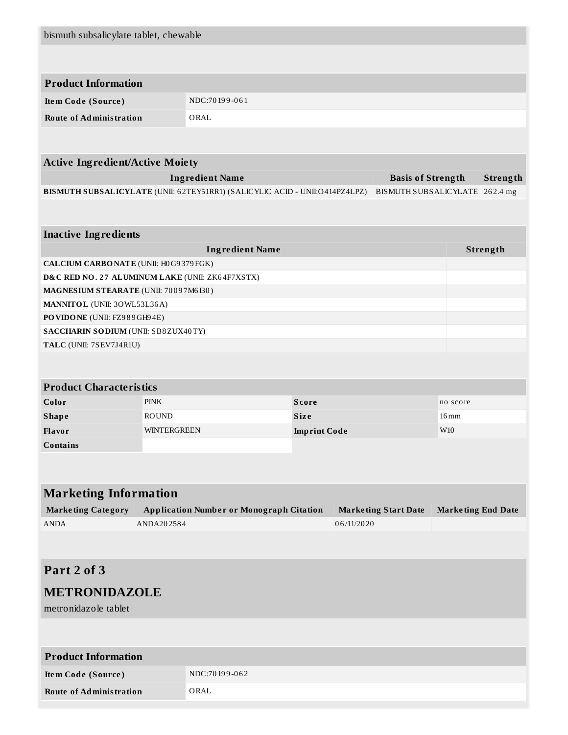bismuth subsalicylate tablet, chewable

| Product Information | |
|---|---|
| Item Code (Source) | NDC:70199-061 |
| Route of Administration | ORAL |

| Active Ingredient/Active Moiety | | |
|---|---|---|
| Ingredient Name | Basis of Strength | Strength |
| **BISMUTH SUBSALICYLATE** (UNII: 62TEY51RR1) (SALICYLIC ACID - UNII:O414PZ4LPZ) | BISMUTH SUBSALICYLATE | 262.4 mg |

| Inactive Ingredients | |
|---|---|
| Ingredient Name | Strength |
| **CALCIUM CARBONATE** (UNII: H0G9379FGK) | |
| **D&C RED NO. 27 ALUMINUM LAKE** (UNII: ZK64F7XSTX) | |
| **MAGNESIUM STEARATE** (UNII: 70097M6I30) | |
| **MANNITOL** (UNII: 3OWL53L36A) | |
| **POVIDONE** (UNII: FZ989GH94E) | |
| **SACCHARIN SODIUM** (UNII: SB8ZUX40TY) | |
| **TALC** (UNII: 7SEV7J4R1U) | |

| Product Characteristics | | | |
|---|---|---|---|
| Color | PINK | Score | no score |
| Shape | ROUND | Size | 16mm |
| Flavor | WINTERGREEN | Imprint Code | W10 |
| Contains | | | |

| Marketing Information | | | |
|---|---|---|---|
| Marketing Category | Application Number or Monograph Citation | Marketing Start Date | Marketing End Date |
| ANDA | ANDA202584 | 06/11/2020 | |

## Part 2 of 3

## METRONIDAZOLE

metronidazole tablet

| Product Information | |
|---|---|
| Item Code (Source) | NDC:70199-062 |
| Route of Administration | ORAL |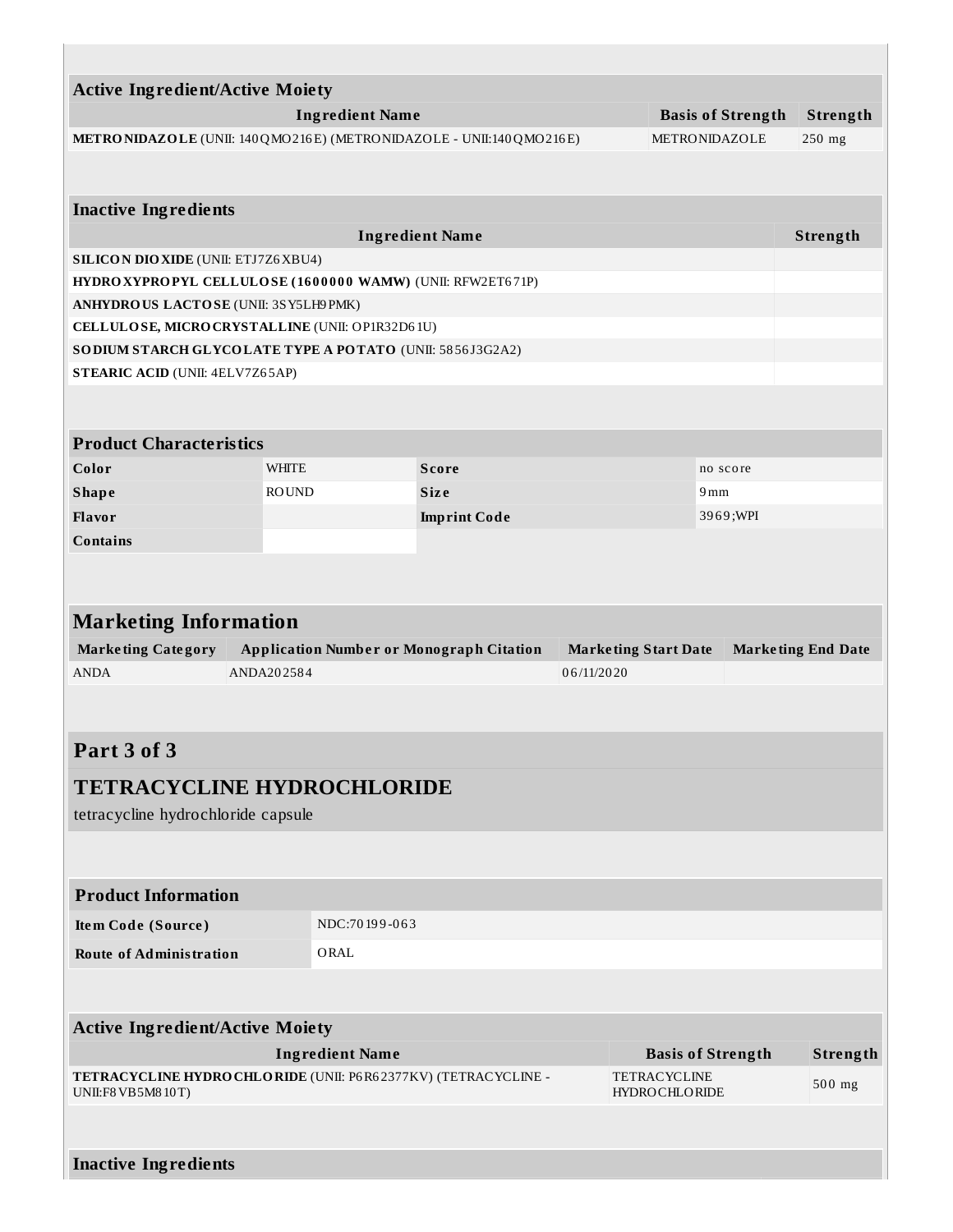| Active Ingredient/Active Moiety | | |
|---|---|---|
| **Ingredient Name** | **Basis of Strength** | **Strength** |
| **METRONIDAZOLE** (UNII: 140QMO216E) (METRONIDAZOLE - UNII:140QMO216E) | METRONIDAZOLE | 250 mg |

| Inactive Ingredients | |
|---|---|
| **Ingredient Name** | **Strength** |
| **SILICON DIOXIDE** (UNII: ETJ7Z6XBU4) | |
| **HYDROXYPROPYL CELLULOSE (1600000 WAMW)** (UNII: RFW2ET671P) | |
| **ANHYDROUS LACTOSE** (UNII: 3SY5LH9PMK) | |
| **CELLULOSE, MICROCRYSTALLINE** (UNII: OP1R32D61U) | |
| **SODIUM STARCH GLYCOLATE TYPE A POTATO** (UNII: 5856J3G2A2) | |
| **STEARIC ACID** (UNII: 4ELV7Z65AP) | |

| Product Characteristics | | | |
|---|---|---|---|
| **Color** | WHITE | **Score** | no score |
| **Shape** | ROUND | **Size** | 9mm |
| **Flavor** | | **Imprint Code** | 3969;WPI |
| **Contains** | | | |

| Marketing Information | | | |
|---|---|---|---|
| **Marketing Category** | **Application Number or Monograph Citation** | **Marketing Start Date** | **Marketing End Date** |
| ANDA | ANDA202584 | 06/11/2020 | |

## Part 3 of 3

## TETRACYCLINE HYDROCHLORIDE

tetracycline hydrochloride capsule

| Product Information | |
|---|---|
| **Item Code (Source)** | NDC:70199-063 |
| **Route of Administration** | ORAL |

| Active Ingredient/Active Moiety | | |
|---|---|---|
| **Ingredient Name** | **Basis of Strength** | **Strength** |
| **TETRACYCLINE HYDROCHLORIDE** (UNII: P6R62377KV) (TETRACYCLINE - UNII:F8VB5M810T) | TETRACYCLINE HYDROCHLORIDE | 500 mg |

**Inactive Ingredients**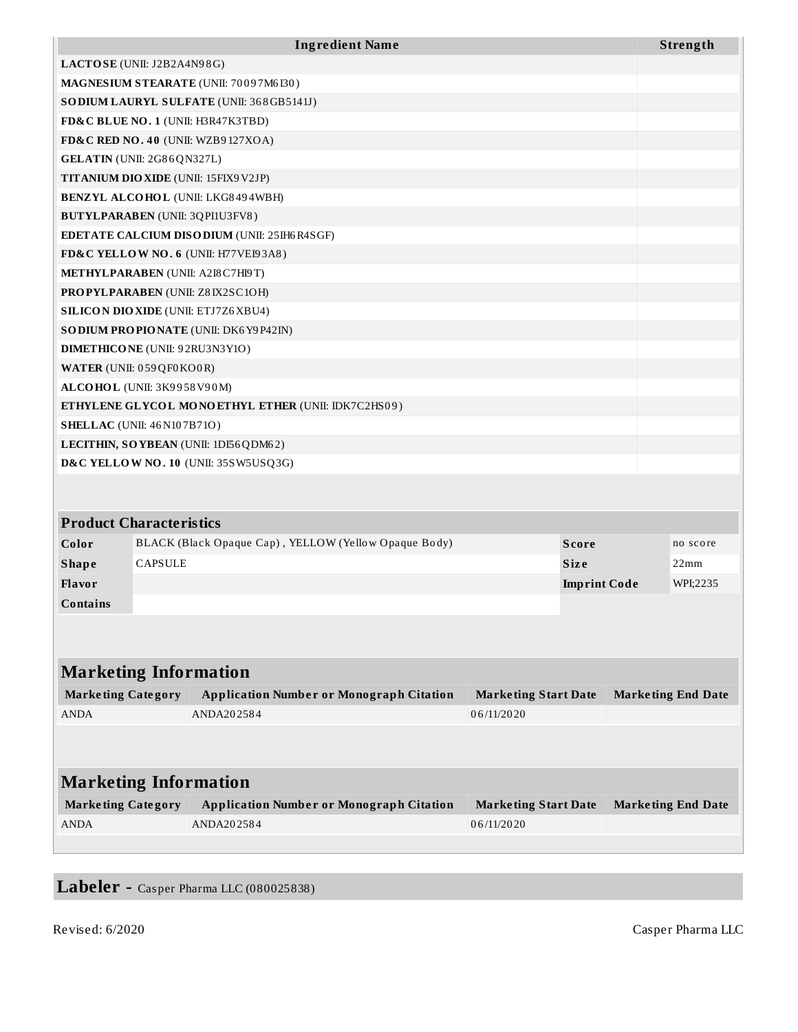| Ingredient Name | Strength |
| --- | --- |
| **LACTOSE** (UNII: J2B2A4N98G) | |
| **MAGNESIUM STEARATE** (UNII: 70097M6I30) | |
| **SODIUM LAURYL SULFATE** (UNII: 368GB5141J) | |
| **FD&C BLUE NO. 1** (UNII: H3R47K3TBD) | |
| **FD&C RED NO. 40** (UNII: WZB9127XOA) | |
| **GELATIN** (UNII: 2G86QN327L) | |
| **TITANIUM DIOXIDE** (UNII: 15FIX9V2JP) | |
| **BENZYL ALCOHOL** (UNII: LKG8494WBH) | |
| **BUTYLPARABEN** (UNII: 3QPI1U3FV8) | |
| **EDETATE CALCIUM DISODIUM** (UNII: 25IH6R4SGF) | |
| **FD&C YELLOW NO. 6** (UNII: H77VEI93A8) | |
| **METHYLPARABEN** (UNII: A2I8C7HI9T) | |
| **PROPYLPARABEN** (UNII: Z8IX2SC1OH) | |
| **SILICON DIOXIDE** (UNII: ETJ7Z6XBU4) | |
| **SODIUM PROPIONATE** (UNII: DK6Y9P42IN) | |
| **DIMETHICONE** (UNII: 92RU3N3Y1O) | |
| **WATER** (UNII: 059QF0KO0R) | |
| **ALCOHOL** (UNII: 3K9958V90M) | |
| **ETHYLENE GLYCOL MONOETHYL ETHER** (UNII: IDK7C2HS09) | |
| **SHELLAC** (UNII: 46N107B71O) | |
| **LECITHIN, SOYBEAN** (UNII: 1DI56QDM62) | |
| **D&C YELLOW NO. 10** (UNII: 35SW5USQ3G) | |

| Product Characteristics | | | |
| --- | --- | --- | --- |
| **Color** | BLACK (Black Opaque Cap) , YELLOW (Yellow Opaque Body) | **Score** | no score |
| **Shape** | CAPSULE | **Size** | 22mm |
| **Flavor** | | **Imprint Code** | WPI;2235 |
| **Contains** | | | |

## Marketing Information

| Marketing Category | Application Number or Monograph Citation | Marketing Start Date | Marketing End Date |
| --- | --- | --- | --- |
| ANDA | ANDA202584 | 06/11/2020 | |

## Marketing Information

| Marketing Category | Application Number or Monograph Citation | Marketing Start Date | Marketing End Date |
| --- | --- | --- | --- |
| ANDA | ANDA202584 | 06/11/2020 | |

## Labeler - Casper Pharma LLC (080025838)

Revised: 6/2020

Casper Pharma LLC